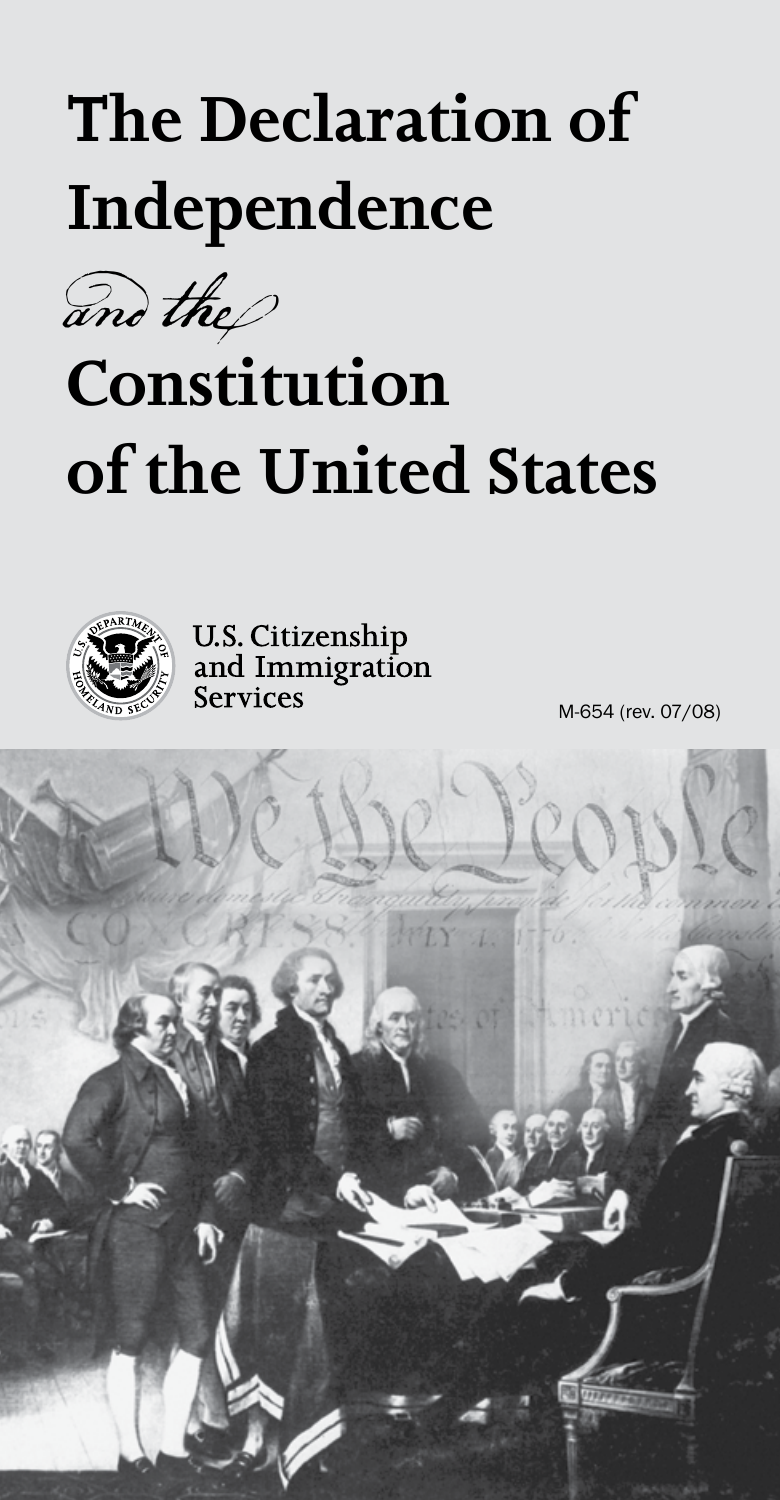# The Declaration of Independence

*and the*

# Constitution of the United States

U.S. Citizenship and Immigration Services

M-654 (rev. 07/08)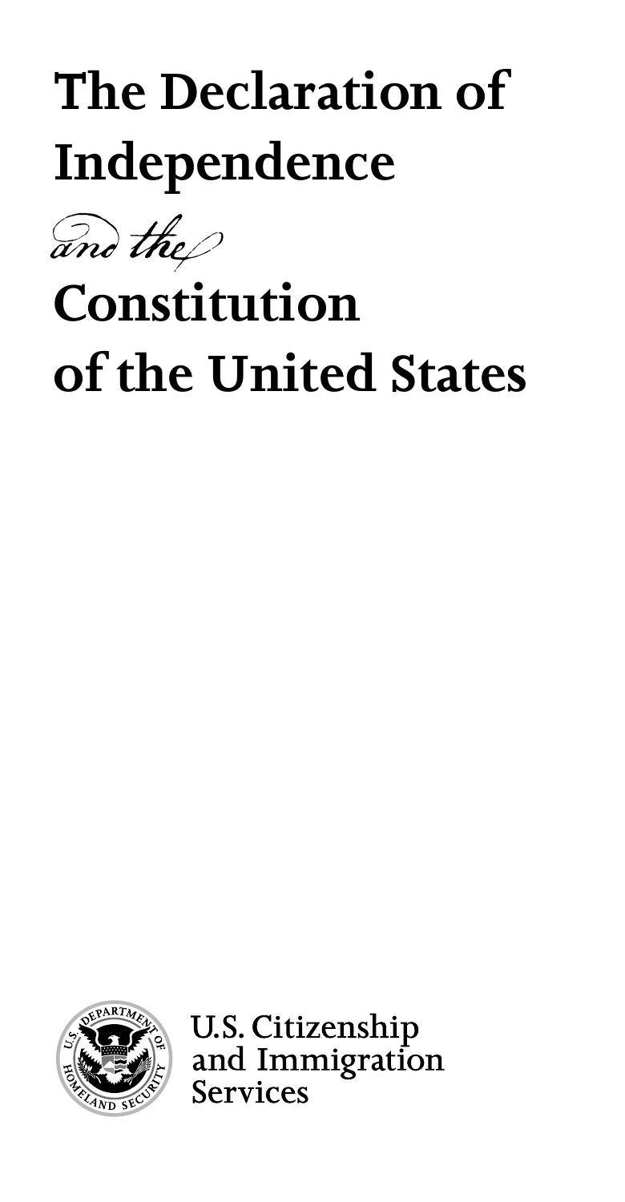# The Declaration of Independence

*and the*

# Constitution of the United States

U.S. Citizenship and Immigration Services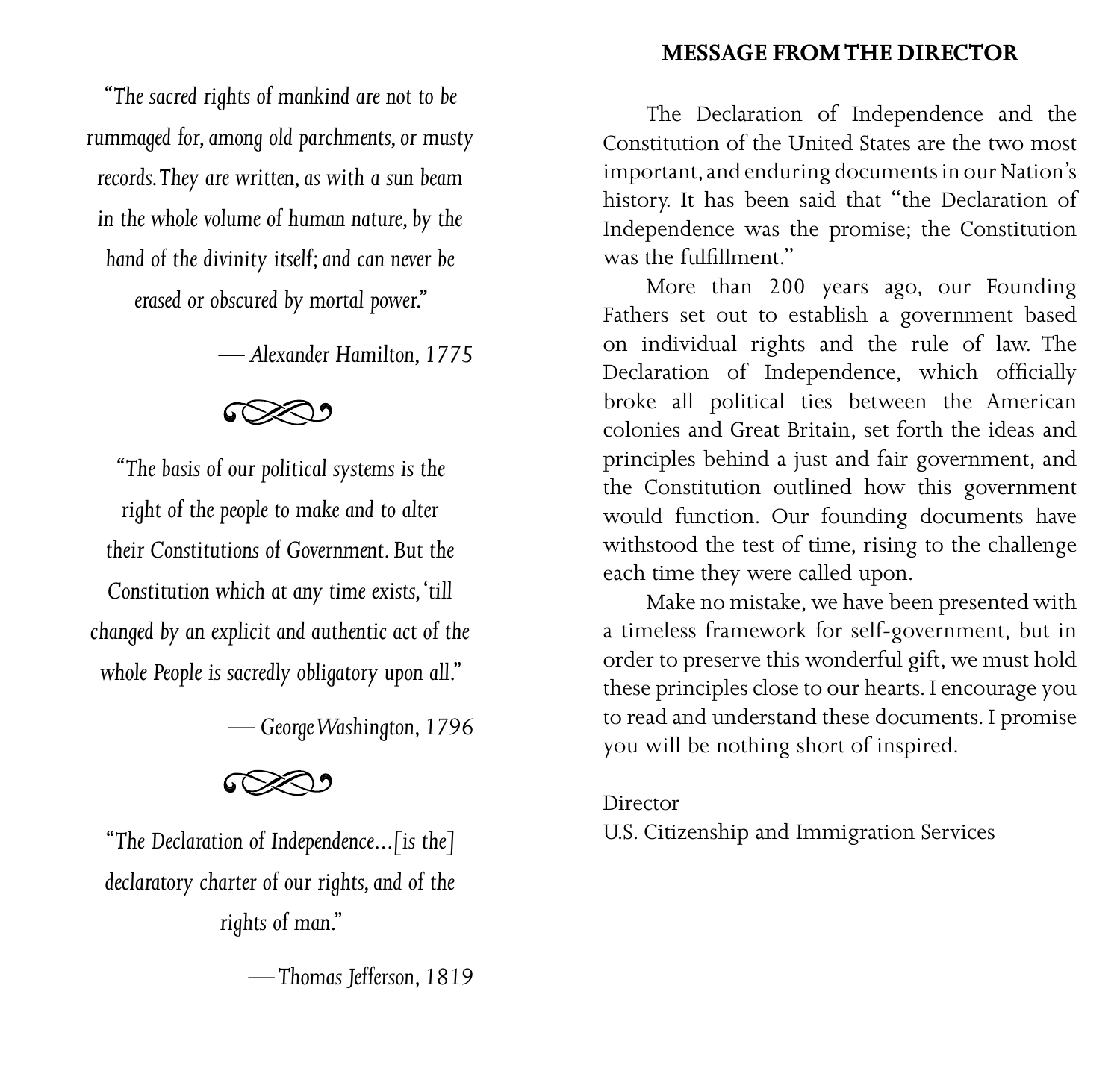*"The sacred rights of mankind are not to be rummaged for, among old parchments, or musty records. They are written, as with a sun beam in the whole volume of human nature, by the hand of the divinity itself; and can never be erased or obscured by mortal power."*

*— Alexander Hamilton, 1775*

*"The basis of our political systems is the right of the people to make and to alter their Constitutions of Government. But the Constitution which at any time exists, 'till changed by an explicit and authentic act of the whole People is sacredly obligatory upon all."*

*— George Washington, 1796*

*"The Declaration of Independence...[is the] declaratory charter of our rights, and of the rights of man."*

*— Thomas Jefferson, 1819*

## MESSAGE FROM THE DIRECTOR

The Declaration of Independence and the Constitution of the United States are the two most important, and enduring documents in our Nation's history. It has been said that "the Declaration of Independence was the promise; the Constitution was the fulfillment."

More than 200 years ago, our Founding Fathers set out to establish a government based on individual rights and the rule of law. The Declaration of Independence, which officially broke all political ties between the American colonies and Great Britain, set forth the ideas and principles behind a just and fair government, and the Constitution outlined how this government would function. Our founding documents have withstood the test of time, rising to the challenge each time they were called upon.

Make no mistake, we have been presented with a timeless framework for self-government, but in order to preserve this wonderful gift, we must hold these principles close to our hearts. I encourage you to read and understand these documents. I promise you will be nothing short of inspired.

Director
U.S. Citizenship and Immigration Services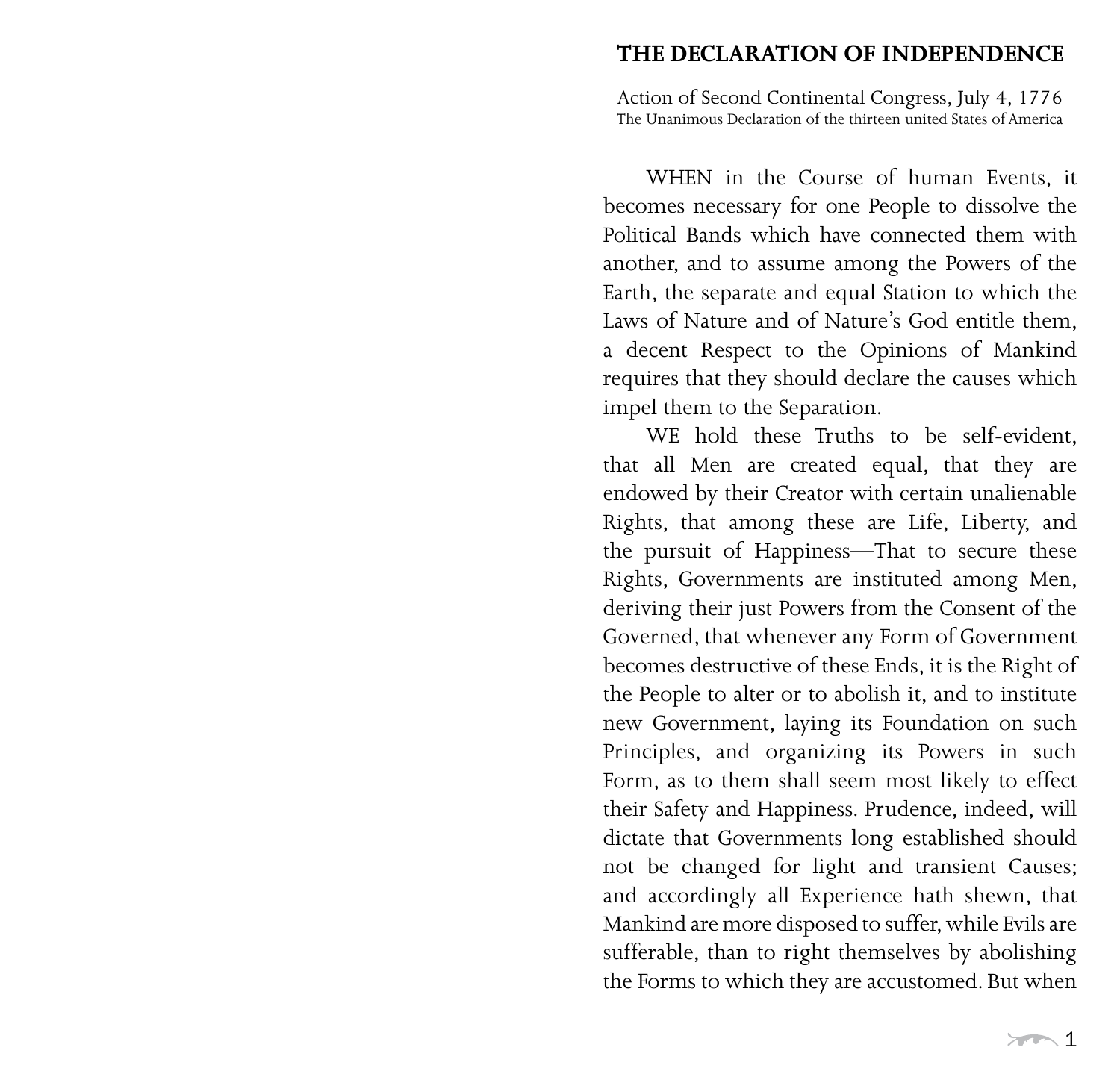# THE DECLARATION OF INDEPENDENCE

Action of Second Continental Congress, July 4, 1776

The Unanimous Declaration of the thirteen united States of America

WHEN in the Course of human Events, it becomes necessary for one People to dissolve the Political Bands which have connected them with another, and to assume among the Powers of the Earth, the separate and equal Station to which the Laws of Nature and of Nature's God entitle them, a decent Respect to the Opinions of Mankind requires that they should declare the causes which impel them to the Separation.

WE hold these Truths to be self-evident, that all Men are created equal, that they are endowed by their Creator with certain unalienable Rights, that among these are Life, Liberty, and the pursuit of Happiness—That to secure these Rights, Governments are instituted among Men, deriving their just Powers from the Consent of the Governed, that whenever any Form of Government becomes destructive of these Ends, it is the Right of the People to alter or to abolish it, and to institute new Government, laying its Foundation on such Principles, and organizing its Powers in such Form, as to them shall seem most likely to effect their Safety and Happiness. Prudence, indeed, will dictate that Governments long established should not be changed for light and transient Causes; and accordingly all Experience hath shewn, that Mankind are more disposed to suffer, while Evils are sufferable, than to right themselves by abolishing the Forms to which they are accustomed. But when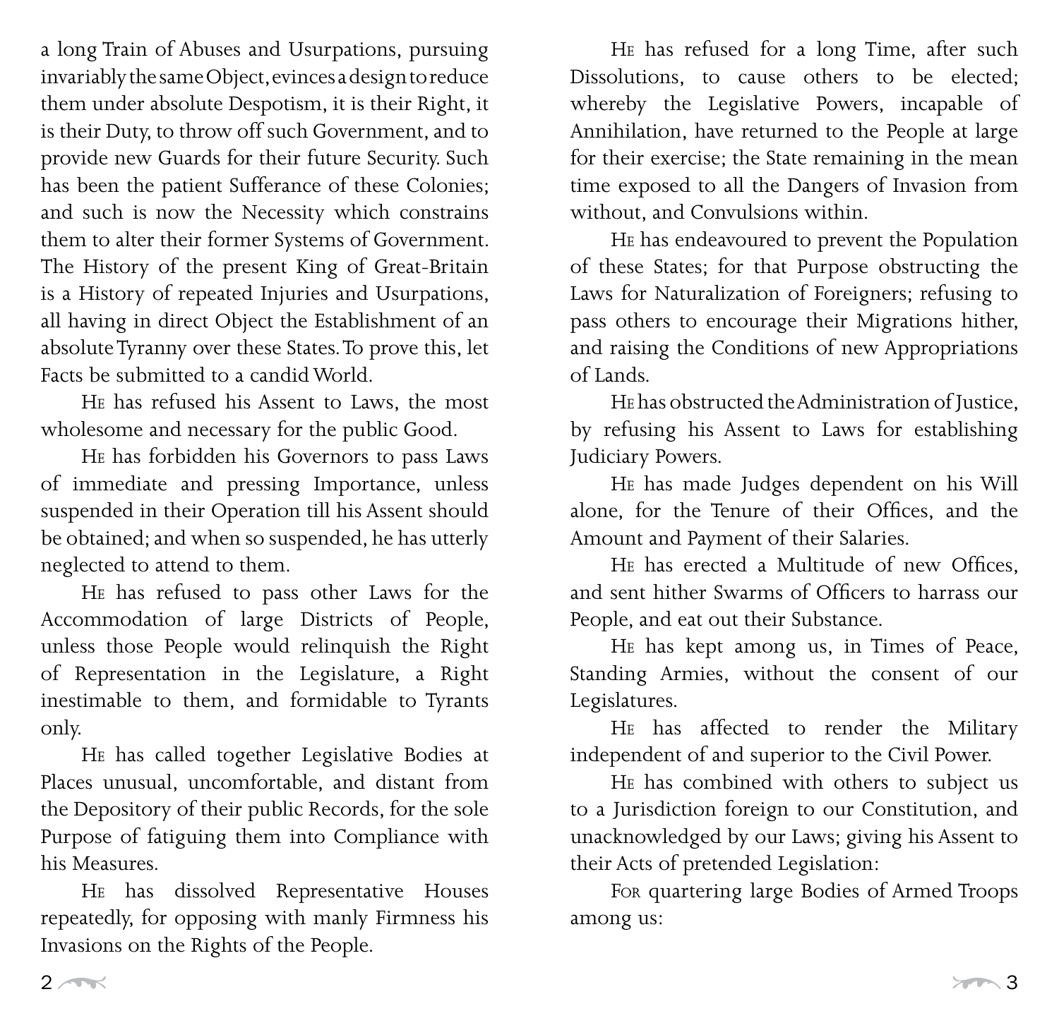a long Train of Abuses and Usurpations, pursuing invariably the same Object, evinces a design to reduce them under absolute Despotism, it is their Right, it is their Duty, to throw off such Government, and to provide new Guards for their future Security. Such has been the patient Sufferance of these Colonies; and such is now the Necessity which constrains them to alter their former Systems of Government. The History of the present King of Great-Britain is a History of repeated Injuries and Usurpations, all having in direct Object the Establishment of an absolute Tyranny over these States. To prove this, let Facts be submitted to a candid World.

He has refused his Assent to Laws, the most wholesome and necessary for the public Good.

He has forbidden his Governors to pass Laws of immediate and pressing Importance, unless suspended in their Operation till his Assent should be obtained; and when so suspended, he has utterly neglected to attend to them.

He has refused to pass other Laws for the Accommodation of large Districts of People, unless those People would relinquish the Right of Representation in the Legislature, a Right inestimable to them, and formidable to Tyrants only.

He has called together Legislative Bodies at Places unusual, uncomfortable, and distant from the Depository of their public Records, for the sole Purpose of fatiguing them into Compliance with his Measures.

He has dissolved Representative Houses repeatedly, for opposing with manly Firmness his Invasions on the Rights of the People.

He has refused for a long Time, after such Dissolutions, to cause others to be elected; whereby the Legislative Powers, incapable of Annihilation, have returned to the People at large for their exercise; the State remaining in the mean time exposed to all the Dangers of Invasion from without, and Convulsions within.

He has endeavoured to prevent the Population of these States; for that Purpose obstructing the Laws for Naturalization of Foreigners; refusing to pass others to encourage their Migrations hither, and raising the Conditions of new Appropriations of Lands.

He has obstructed the Administration of Justice, by refusing his Assent to Laws for establishing Judiciary Powers.

He has made Judges dependent on his Will alone, for the Tenure of their Offices, and the Amount and Payment of their Salaries.

He has erected a Multitude of new Offices, and sent hither Swarms of Officers to harrass our People, and eat out their Substance.

He has kept among us, in Times of Peace, Standing Armies, without the consent of our Legislatures.

He has affected to render the Military independent of and superior to the Civil Power.

He has combined with others to subject us to a Jurisdiction foreign to our Constitution, and unacknowledged by our Laws; giving his Assent to their Acts of pretended Legislation:

For quartering large Bodies of Armed Troops among us: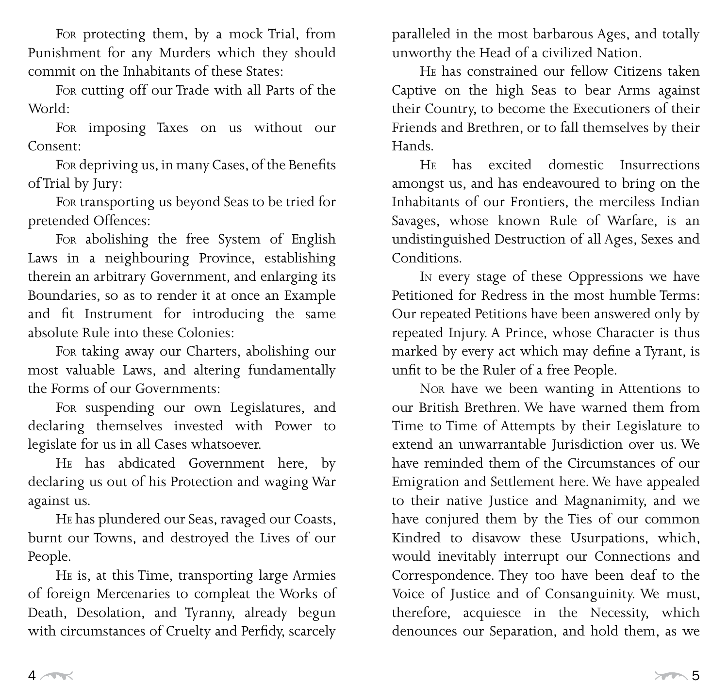For protecting them, by a mock Trial, from Punishment for any Murders which they should commit on the Inhabitants of these States:

For cutting off our Trade with all Parts of the World:

For imposing Taxes on us without our Consent:

For depriving us, in many Cases, of the Benefits of Trial by Jury:

For transporting us beyond Seas to be tried for pretended Offences:

For abolishing the free System of English Laws in a neighbouring Province, establishing therein an arbitrary Government, and enlarging its Boundaries, so as to render it at once an Example and fit Instrument for introducing the same absolute Rule into these Colonies:

For taking away our Charters, abolishing our most valuable Laws, and altering fundamentally the Forms of our Governments:

For suspending our own Legislatures, and declaring themselves invested with Power to legislate for us in all Cases whatsoever.

He has abdicated Government here, by declaring us out of his Protection and waging War against us.

He has plundered our Seas, ravaged our Coasts, burnt our Towns, and destroyed the Lives of our People.

He is, at this Time, transporting large Armies of foreign Mercenaries to compleat the Works of Death, Desolation, and Tyranny, already begun with circumstances of Cruelty and Perfidy, scarcely paralleled in the most barbarous Ages, and totally unworthy the Head of a civilized Nation.

He has constrained our fellow Citizens taken Captive on the high Seas to bear Arms against their Country, to become the Executioners of their Friends and Brethren, or to fall themselves by their Hands.

He has excited domestic Insurrections amongst us, and has endeavoured to bring on the Inhabitants of our Frontiers, the merciless Indian Savages, whose known Rule of Warfare, is an undistinguished Destruction of all Ages, Sexes and Conditions.

In every stage of these Oppressions we have Petitioned for Redress in the most humble Terms: Our repeated Petitions have been answered only by repeated Injury. A Prince, whose Character is thus marked by every act which may define a Tyrant, is unfit to be the Ruler of a free People.

Nor have we been wanting in Attentions to our British Brethren. We have warned them from Time to Time of Attempts by their Legislature to extend an unwarrantable Jurisdiction over us. We have reminded them of the Circumstances of our Emigration and Settlement here. We have appealed to their native Justice and Magnanimity, and we have conjured them by the Ties of our common Kindred to disavow these Usurpations, which, would inevitably interrupt our Connections and Correspondence. They too have been deaf to the Voice of Justice and of Consanguinity. We must, therefore, acquiesce in the Necessity, which denounces our Separation, and hold them, as we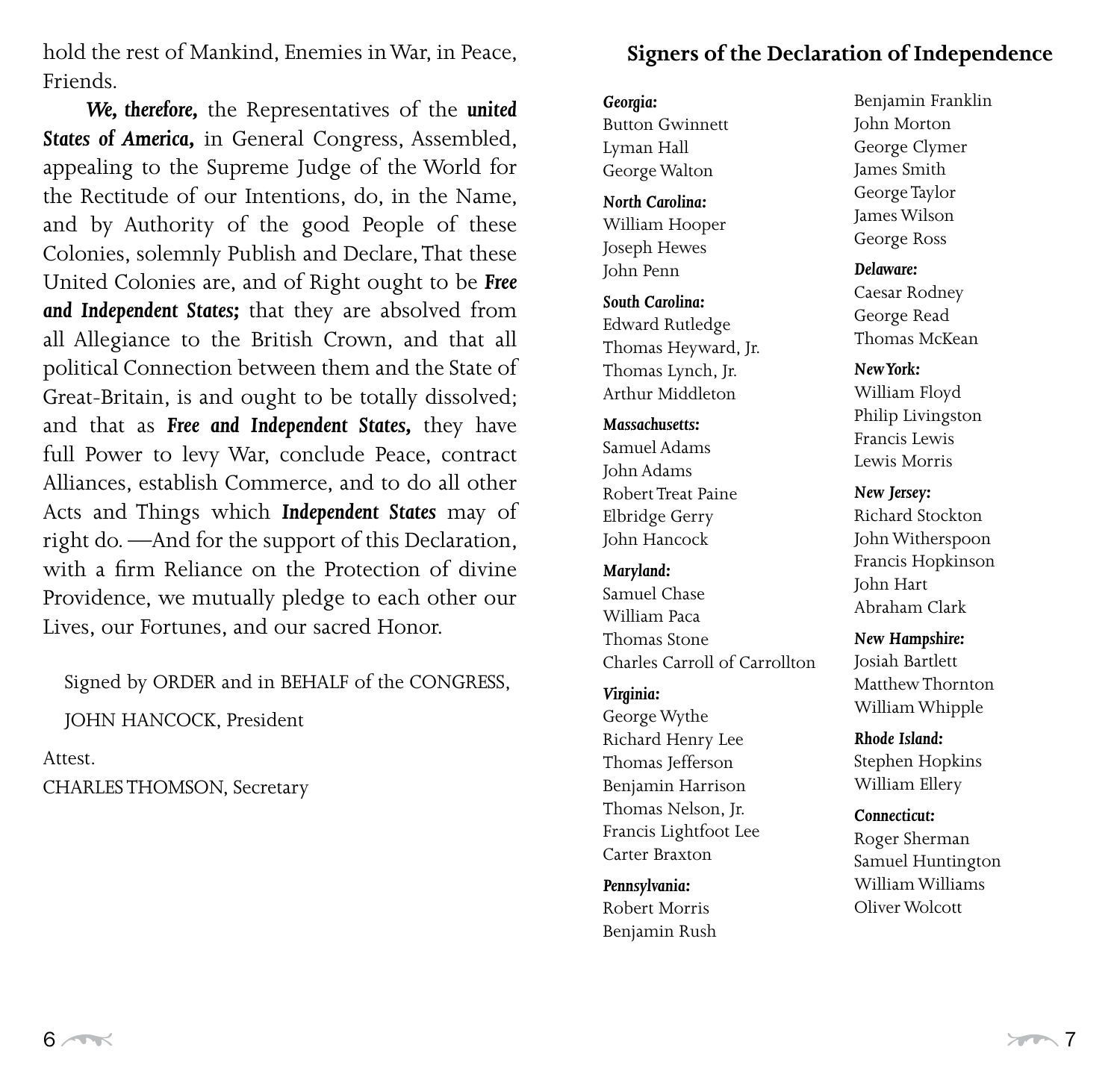hold the rest of Mankind, Enemies in War, in Peace, Friends.

***We, therefore,*** the Representatives of the ***united States of America,*** in General Congress, Assembled, appealing to the Supreme Judge of the World for the Rectitude of our Intentions, do, in the Name, and by Authority of the good People of these Colonies, solemnly Publish and Declare, That these United Colonies are, and of Right ought to be ***Free and Independent States;*** that they are absolved from all Allegiance to the British Crown, and that all political Connection between them and the State of Great-Britain, is and ought to be totally dissolved; and that as ***Free and Independent States,*** they have full Power to levy War, conclude Peace, contract Alliances, establish Commerce, and to do all other Acts and Things which ***Independent States*** may of right do. —And for the support of this Declaration, with a firm Reliance on the Protection of divine Providence, we mutually pledge to each other our Lives, our Fortunes, and our sacred Honor.

Signed by ORDER and in BEHALF of the CONGRESS,

JOHN HANCOCK, President

Attest.
CHARLES THOMSON, Secretary

## Signers of the Declaration of Independence

***Georgia:***
Button Gwinnett
Lyman Hall
George Walton

***North Carolina:***
William Hooper
Joseph Hewes
John Penn

***South Carolina:***
Edward Rutledge
Thomas Heyward, Jr.
Thomas Lynch, Jr.
Arthur Middleton

***Massachusetts:***
Samuel Adams
John Adams
Robert Treat Paine
Elbridge Gerry
John Hancock

***Maryland:***
Samuel Chase
William Paca
Thomas Stone
Charles Carroll of Carrollton

***Virginia:***
George Wythe
Richard Henry Lee
Thomas Jefferson
Benjamin Harrison
Thomas Nelson, Jr.
Francis Lightfoot Lee
Carter Braxton

***Pennsylvania:***
Robert Morris
Benjamin Rush
Benjamin Franklin
John Morton
George Clymer
James Smith
George Taylor
James Wilson
George Ross

***Delaware:***
Caesar Rodney
George Read
Thomas McKean

***New York:***
William Floyd
Philip Livingston
Francis Lewis
Lewis Morris

***New Jersey:***
Richard Stockton
John Witherspoon
Francis Hopkinson
John Hart
Abraham Clark

***New Hampshire:***
Josiah Bartlett
Matthew Thornton
William Whipple

***Rhode Island:***
Stephen Hopkins
William Ellery

***Connecticut:***
Roger Sherman
Samuel Huntington
William Williams
Oliver Wolcott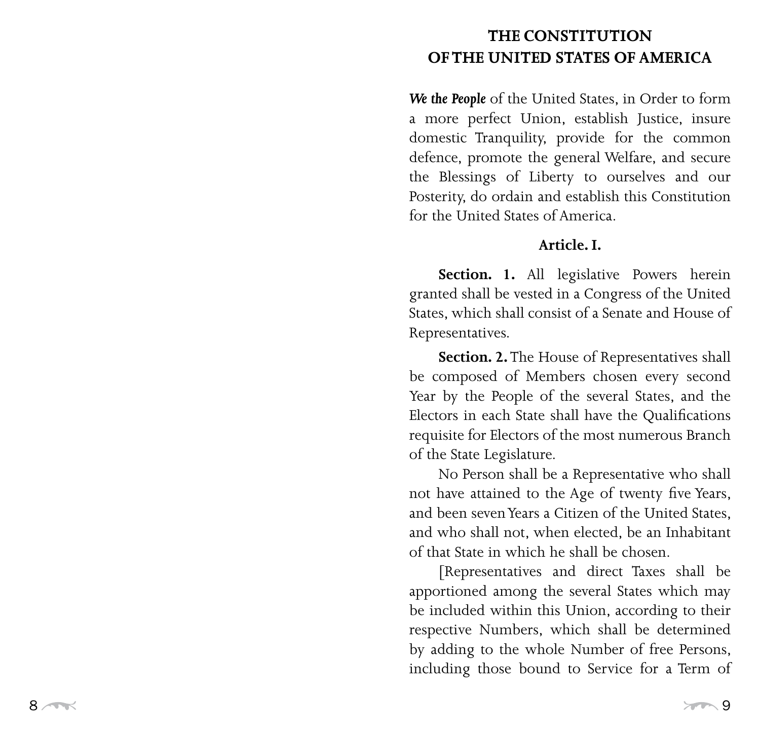# THE CONSTITUTION OF THE UNITED STATES OF AMERICA

***We the People*** of the United States, in Order to form a more perfect Union, establish Justice, insure domestic Tranquility, provide for the common defence, promote the general Welfare, and secure the Blessings of Liberty to ourselves and our Posterity, do ordain and establish this Constitution for the United States of America.

## Article. I.

**Section. 1.** All legislative Powers herein granted shall be vested in a Congress of the United States, which shall consist of a Senate and House of Representatives.

**Section. 2.** The House of Representatives shall be composed of Members chosen every second Year by the People of the several States, and the Electors in each State shall have the Qualifications requisite for Electors of the most numerous Branch of the State Legislature.

No Person shall be a Representative who shall not have attained to the Age of twenty five Years, and been seven Years a Citizen of the United States, and who shall not, when elected, be an Inhabitant of that State in which he shall be chosen.

[Representatives and direct Taxes shall be apportioned among the several States which may be included within this Union, according to their respective Numbers, which shall be determined by adding to the whole Number of free Persons, including those bound to Service for a Term of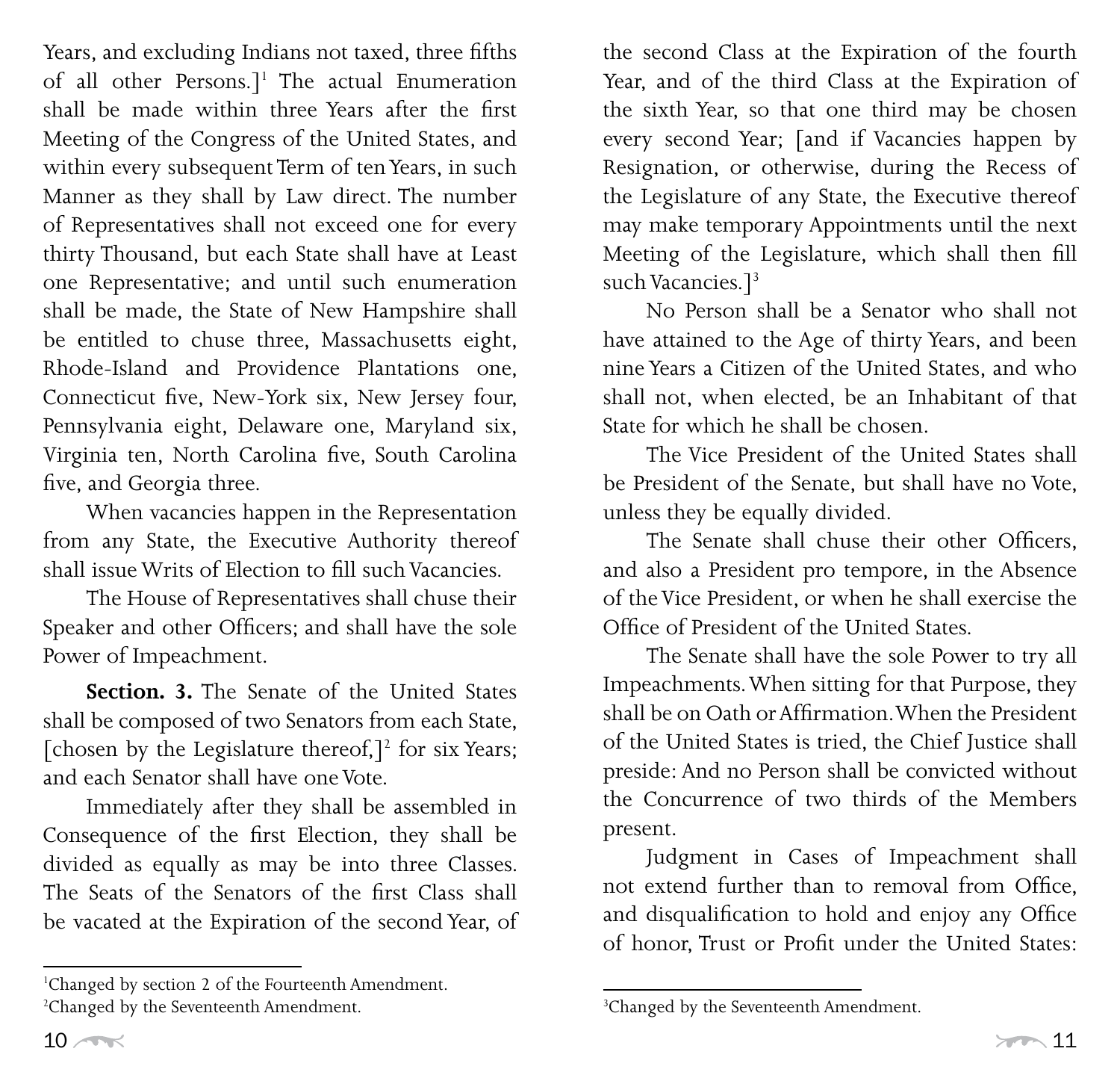Years, and excluding Indians not taxed, three fifths of all other Persons.][1] The actual Enumeration shall be made within three Years after the first Meeting of the Congress of the United States, and within every subsequent Term of ten Years, in such Manner as they shall by Law direct. The number of Representatives shall not exceed one for every thirty Thousand, but each State shall have at Least one Representative; and until such enumeration shall be made, the State of New Hampshire shall be entitled to chuse three, Massachusetts eight, Rhode-Island and Providence Plantations one, Connecticut five, New-York six, New Jersey four, Pennsylvania eight, Delaware one, Maryland six, Virginia ten, North Carolina five, South Carolina five, and Georgia three.

When vacancies happen in the Representation from any State, the Executive Authority thereof shall issue Writs of Election to fill such Vacancies.

The House of Representatives shall chuse their Speaker and other Officers; and shall have the sole Power of Impeachment.

**Section. 3.** The Senate of the United States shall be composed of two Senators from each State, [chosen by the Legislature thereof,][2] for six Years; and each Senator shall have one Vote.

Immediately after they shall be assembled in Consequence of the first Election, they shall be divided as equally as may be into three Classes. The Seats of the Senators of the first Class shall be vacated at the Expiration of the second Year, of the second Class at the Expiration of the fourth Year, and of the third Class at the Expiration of the sixth Year, so that one third may be chosen every second Year; [and if Vacancies happen by Resignation, or otherwise, during the Recess of the Legislature of any State, the Executive thereof may make temporary Appointments until the next Meeting of the Legislature, which shall then fill such Vacancies.][3]

No Person shall be a Senator who shall not have attained to the Age of thirty Years, and been nine Years a Citizen of the United States, and who shall not, when elected, be an Inhabitant of that State for which he shall be chosen.

The Vice President of the United States shall be President of the Senate, but shall have no Vote, unless they be equally divided.

The Senate shall chuse their other Officers, and also a President pro tempore, in the Absence of the Vice President, or when he shall exercise the Office of President of the United States.

The Senate shall have the sole Power to try all Impeachments. When sitting for that Purpose, they shall be on Oath or Affirmation. When the President of the United States is tried, the Chief Justice shall preside: And no Person shall be convicted without the Concurrence of two thirds of the Members present.

Judgment in Cases of Impeachment shall not extend further than to removal from Office, and disqualification to hold and enjoy any Office of honor, Trust or Profit under the United States:

---

[1] Changed by section 2 of the Fourteenth Amendment.

[2] Changed by the Seventeenth Amendment.

[3] Changed by the Seventeenth Amendment.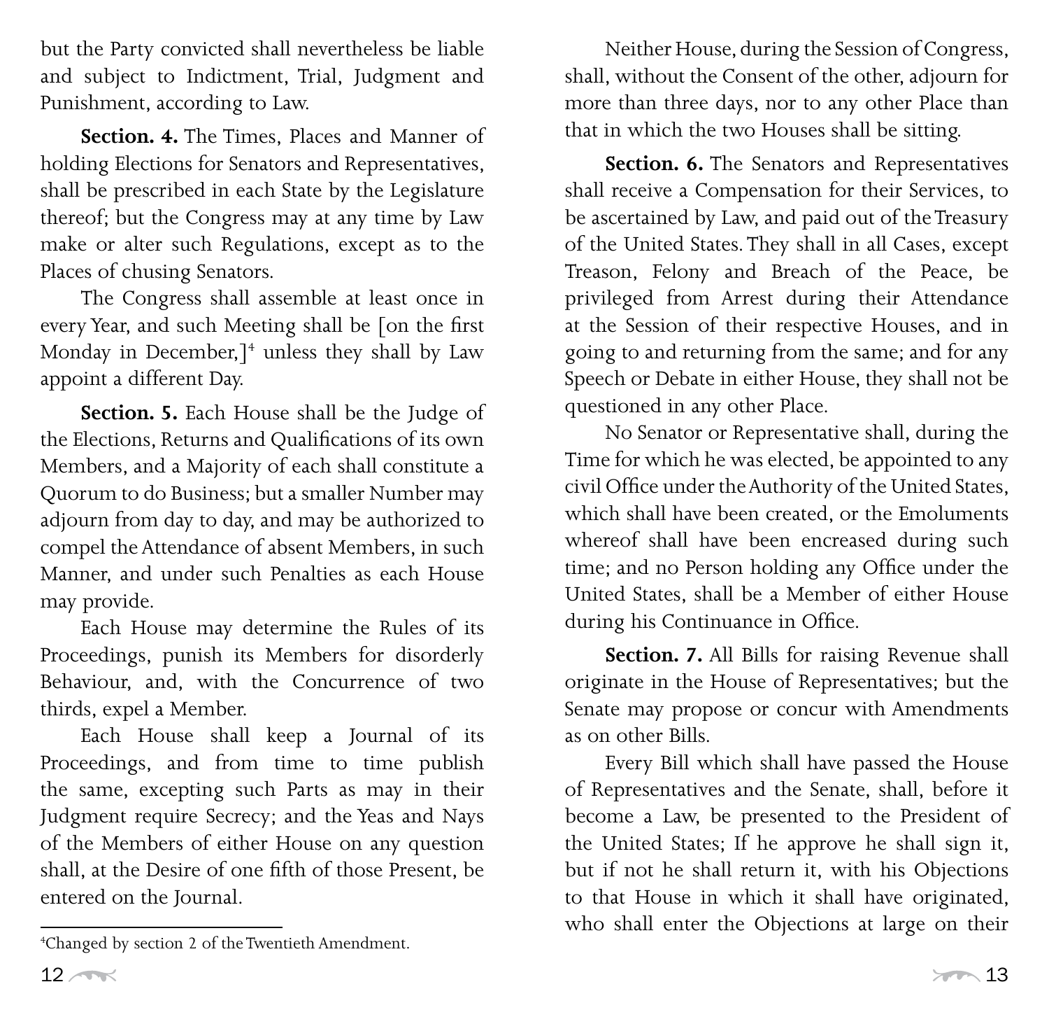but the Party convicted shall nevertheless be liable and subject to Indictment, Trial, Judgment and Punishment, according to Law.

**Section. 4.** The Times, Places and Manner of holding Elections for Senators and Representatives, shall be prescribed in each State by the Legislature thereof; but the Congress may at any time by Law make or alter such Regulations, except as to the Places of chusing Senators.

The Congress shall assemble at least once in every Year, and such Meeting shall be [on the first Monday in December,][4] unless they shall by Law appoint a different Day.

**Section. 5.** Each House shall be the Judge of the Elections, Returns and Qualifications of its own Members, and a Majority of each shall constitute a Quorum to do Business; but a smaller Number may adjourn from day to day, and may be authorized to compel the Attendance of absent Members, in such Manner, and under such Penalties as each House may provide.

Each House may determine the Rules of its Proceedings, punish its Members for disorderly Behaviour, and, with the Concurrence of two thirds, expel a Member.

Each House shall keep a Journal of its Proceedings, and from time to time publish the same, excepting such Parts as may in their Judgment require Secrecy; and the Yeas and Nays of the Members of either House on any question shall, at the Desire of one fifth of those Present, be entered on the Journal.

Neither House, during the Session of Congress, shall, without the Consent of the other, adjourn for more than three days, nor to any other Place than that in which the two Houses shall be sitting.

**Section. 6.** The Senators and Representatives shall receive a Compensation for their Services, to be ascertained by Law, and paid out of the Treasury of the United States. They shall in all Cases, except Treason, Felony and Breach of the Peace, be privileged from Arrest during their Attendance at the Session of their respective Houses, and in going to and returning from the same; and for any Speech or Debate in either House, they shall not be questioned in any other Place.

No Senator or Representative shall, during the Time for which he was elected, be appointed to any civil Office under the Authority of the United States, which shall have been created, or the Emoluments whereof shall have been encreased during such time; and no Person holding any Office under the United States, shall be a Member of either House during his Continuance in Office.

**Section. 7.** All Bills for raising Revenue shall originate in the House of Representatives; but the Senate may propose or concur with Amendments as on other Bills.

Every Bill which shall have passed the House of Representatives and the Senate, shall, before it become a Law, be presented to the President of the United States; If he approve he shall sign it, but if not he shall return it, with his Objections to that House in which it shall have originated, who shall enter the Objections at large on their

---

[4]Changed by section 2 of the Twentieth Amendment.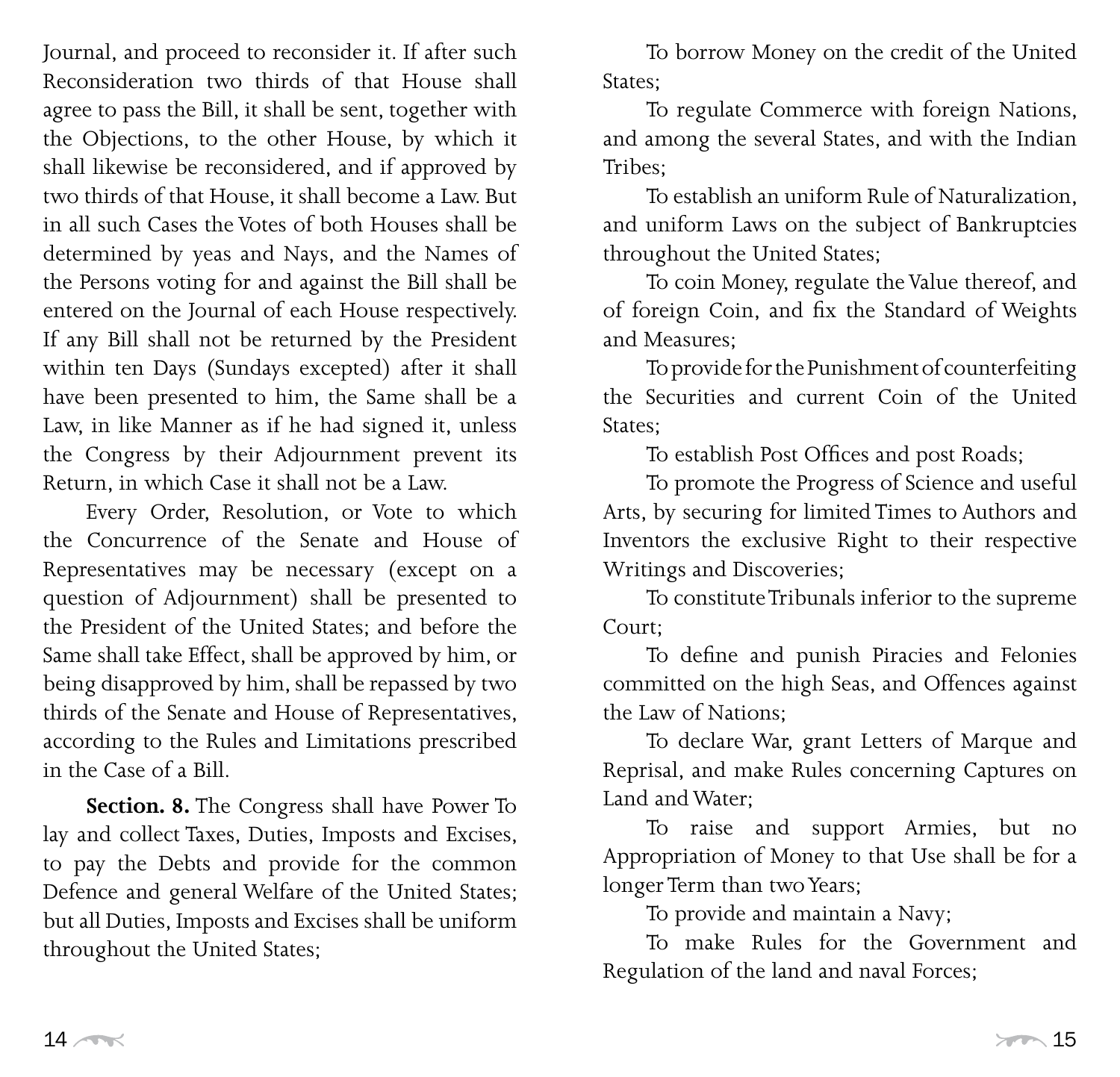Journal, and proceed to reconsider it. If after such Reconsideration two thirds of that House shall agree to pass the Bill, it shall be sent, together with the Objections, to the other House, by which it shall likewise be reconsidered, and if approved by two thirds of that House, it shall become a Law. But in all such Cases the Votes of both Houses shall be determined by yeas and Nays, and the Names of the Persons voting for and against the Bill shall be entered on the Journal of each House respectively. If any Bill shall not be returned by the President within ten Days (Sundays excepted) after it shall have been presented to him, the Same shall be a Law, in like Manner as if he had signed it, unless the Congress by their Adjournment prevent its Return, in which Case it shall not be a Law.

Every Order, Resolution, or Vote to which the Concurrence of the Senate and House of Representatives may be necessary (except on a question of Adjournment) shall be presented to the President of the United States; and before the Same shall take Effect, shall be approved by him, or being disapproved by him, shall be repassed by two thirds of the Senate and House of Representatives, according to the Rules and Limitations prescribed in the Case of a Bill.

**Section. 8.** The Congress shall have Power To lay and collect Taxes, Duties, Imposts and Excises, to pay the Debts and provide for the common Defence and general Welfare of the United States; but all Duties, Imposts and Excises shall be uniform throughout the United States;

To borrow Money on the credit of the United States;

To regulate Commerce with foreign Nations, and among the several States, and with the Indian Tribes;

To establish an uniform Rule of Naturalization, and uniform Laws on the subject of Bankruptcies throughout the United States;

To coin Money, regulate the Value thereof, and of foreign Coin, and fix the Standard of Weights and Measures;

To provide for the Punishment of counterfeiting the Securities and current Coin of the United States;

To establish Post Offices and post Roads;

To promote the Progress of Science and useful Arts, by securing for limited Times to Authors and Inventors the exclusive Right to their respective Writings and Discoveries;

To constitute Tribunals inferior to the supreme Court;

To define and punish Piracies and Felonies committed on the high Seas, and Offences against the Law of Nations;

To declare War, grant Letters of Marque and Reprisal, and make Rules concerning Captures on Land and Water;

To raise and support Armies, but no Appropriation of Money to that Use shall be for a longer Term than two Years;

To provide and maintain a Navy;

To make Rules for the Government and Regulation of the land and naval Forces;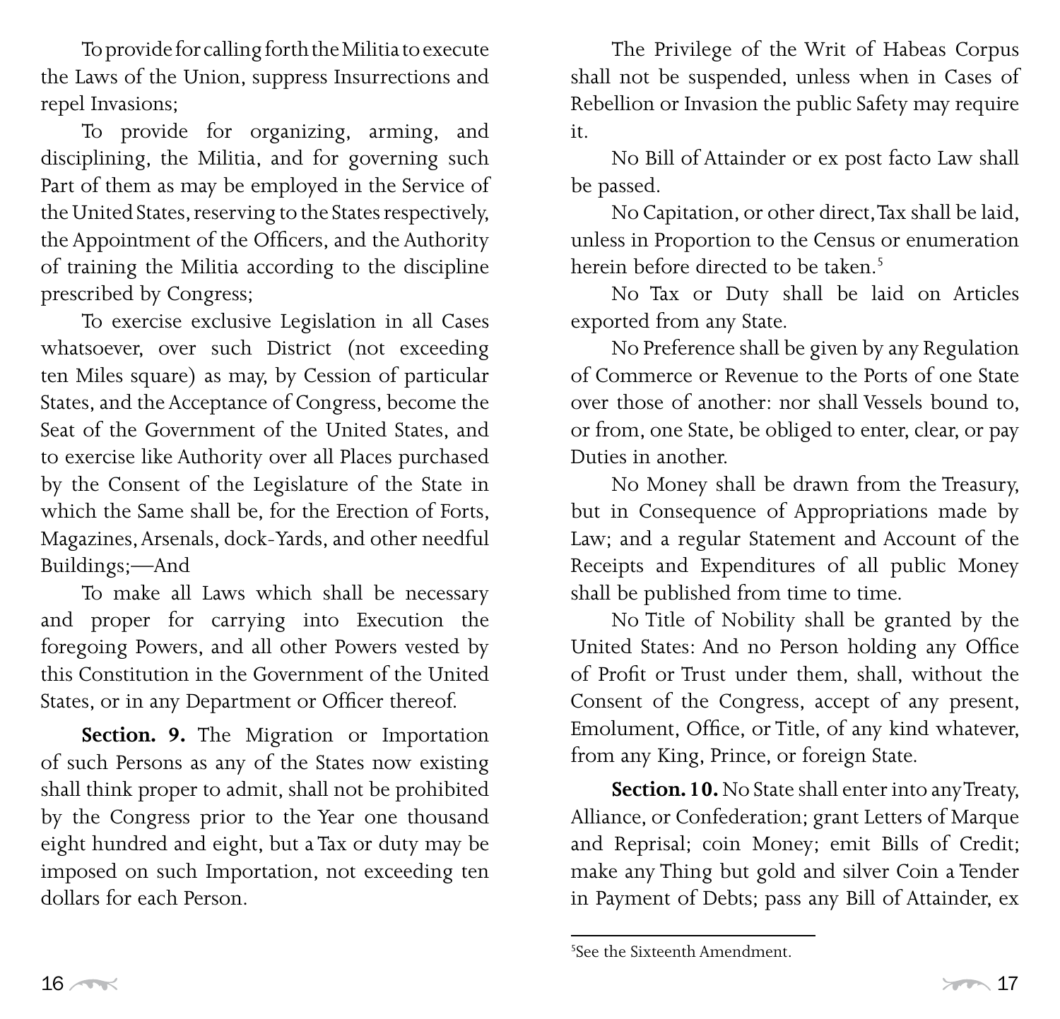To provide for calling forth the Militia to execute the Laws of the Union, suppress Insurrections and repel Invasions;

To provide for organizing, arming, and disciplining, the Militia, and for governing such Part of them as may be employed in the Service of the United States, reserving to the States respectively, the Appointment of the Officers, and the Authority of training the Militia according to the discipline prescribed by Congress;

To exercise exclusive Legislation in all Cases whatsoever, over such District (not exceeding ten Miles square) as may, by Cession of particular States, and the Acceptance of Congress, become the Seat of the Government of the United States, and to exercise like Authority over all Places purchased by the Consent of the Legislature of the State in which the Same shall be, for the Erection of Forts, Magazines, Arsenals, dock-Yards, and other needful Buildings;—And

To make all Laws which shall be necessary and proper for carrying into Execution the foregoing Powers, and all other Powers vested by this Constitution in the Government of the United States, or in any Department or Officer thereof.

**Section. 9.** The Migration or Importation of such Persons as any of the States now existing shall think proper to admit, shall not be prohibited by the Congress prior to the Year one thousand eight hundred and eight, but a Tax or duty may be imposed on such Importation, not exceeding ten dollars for each Person.

The Privilege of the Writ of Habeas Corpus shall not be suspended, unless when in Cases of Rebellion or Invasion the public Safety may require it.

No Bill of Attainder or ex post facto Law shall be passed.

No Capitation, or other direct, Tax shall be laid, unless in Proportion to the Census or enumeration herein before directed to be taken.[5]

No Tax or Duty shall be laid on Articles exported from any State.

No Preference shall be given by any Regulation of Commerce or Revenue to the Ports of one State over those of another: nor shall Vessels bound to, or from, one State, be obliged to enter, clear, or pay Duties in another.

No Money shall be drawn from the Treasury, but in Consequence of Appropriations made by Law; and a regular Statement and Account of the Receipts and Expenditures of all public Money shall be published from time to time.

No Title of Nobility shall be granted by the United States: And no Person holding any Office of Profit or Trust under them, shall, without the Consent of the Congress, accept of any present, Emolument, Office, or Title, of any kind whatever, from any King, Prince, or foreign State.

**Section. 10.** No State shall enter into any Treaty, Alliance, or Confederation; grant Letters of Marque and Reprisal; coin Money; emit Bills of Credit; make any Thing but gold and silver Coin a Tender in Payment of Debts; pass any Bill of Attainder, ex

[5]See the Sixteenth Amendment.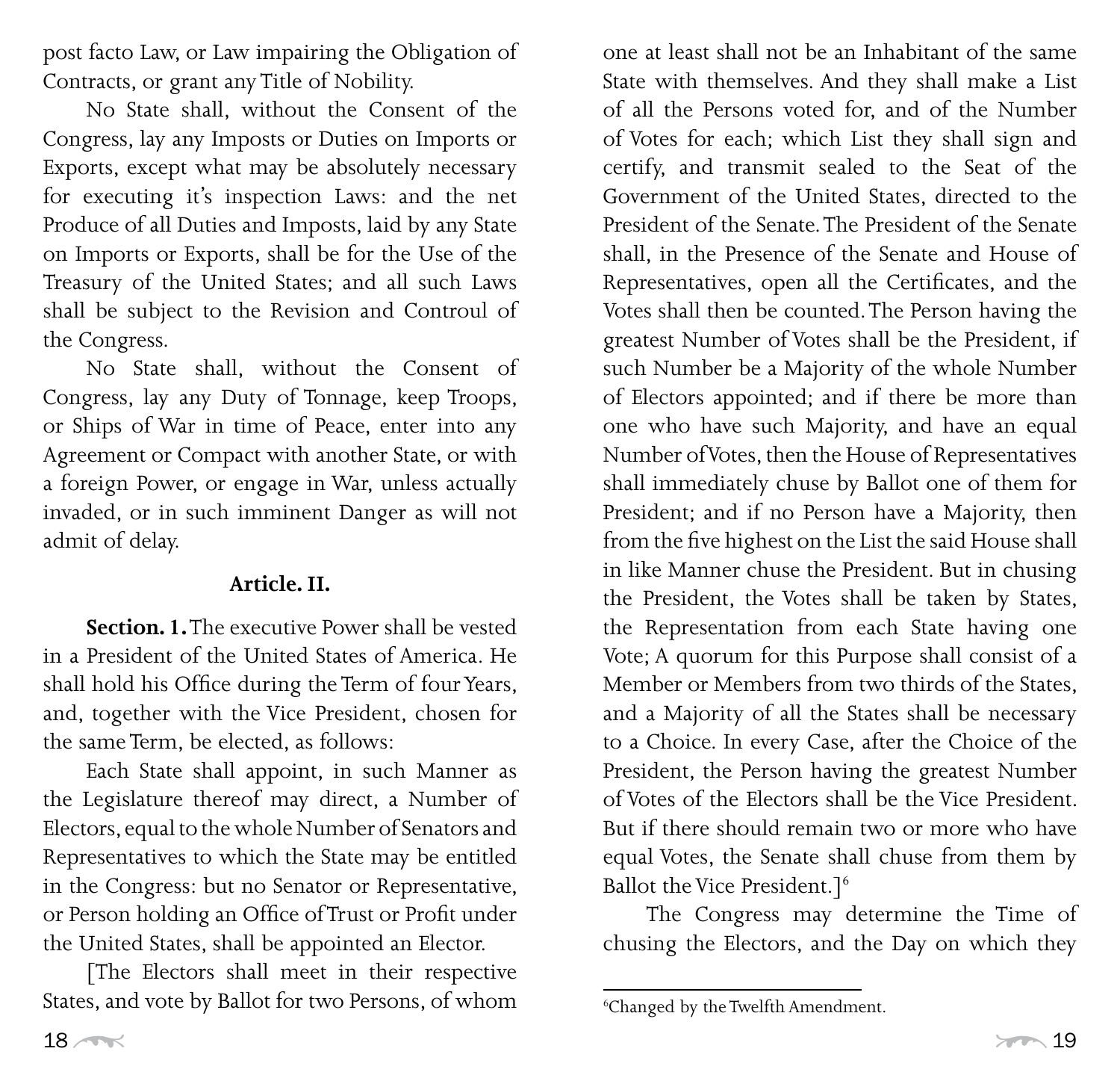post facto Law, or Law impairing the Obligation of Contracts, or grant any Title of Nobility.

No State shall, without the Consent of the Congress, lay any Imposts or Duties on Imports or Exports, except what may be absolutely necessary for executing it's inspection Laws: and the net Produce of all Duties and Imposts, laid by any State on Imports or Exports, shall be for the Use of the Treasury of the United States; and all such Laws shall be subject to the Revision and Controul of the Congress.

No State shall, without the Consent of Congress, lay any Duty of Tonnage, keep Troops, or Ships of War in time of Peace, enter into any Agreement or Compact with another State, or with a foreign Power, or engage in War, unless actually invaded, or in such imminent Danger as will not admit of delay.

### Article. II.

**Section. 1.** The executive Power shall be vested in a President of the United States of America. He shall hold his Office during the Term of four Years, and, together with the Vice President, chosen for the same Term, be elected, as follows:

Each State shall appoint, in such Manner as the Legislature thereof may direct, a Number of Electors, equal to the whole Number of Senators and Representatives to which the State may be entitled in the Congress: but no Senator or Representative, or Person holding an Office of Trust or Profit under the United States, shall be appointed an Elector.

[The Electors shall meet in their respective States, and vote by Ballot for two Persons, of whom one at least shall not be an Inhabitant of the same State with themselves. And they shall make a List of all the Persons voted for, and of the Number of Votes for each; which List they shall sign and certify, and transmit sealed to the Seat of the Government of the United States, directed to the President of the Senate. The President of the Senate shall, in the Presence of the Senate and House of Representatives, open all the Certificates, and the Votes shall then be counted. The Person having the greatest Number of Votes shall be the President, if such Number be a Majority of the whole Number of Electors appointed; and if there be more than one who have such Majority, and have an equal Number of Votes, then the House of Representatives shall immediately chuse by Ballot one of them for President; and if no Person have a Majority, then from the five highest on the List the said House shall in like Manner chuse the President. But in chusing the President, the Votes shall be taken by States, the Representation from each State having one Vote; A quorum for this Purpose shall consist of a Member or Members from two thirds of the States, and a Majority of all the States shall be necessary to a Choice. In every Case, after the Choice of the President, the Person having the greatest Number of Votes of the Electors shall be the Vice President. But if there should remain two or more who have equal Votes, the Senate shall chuse from them by Ballot the Vice President.][6]

The Congress may determine the Time of chusing the Electors, and the Day on which they

[6] Changed by the Twelfth Amendment.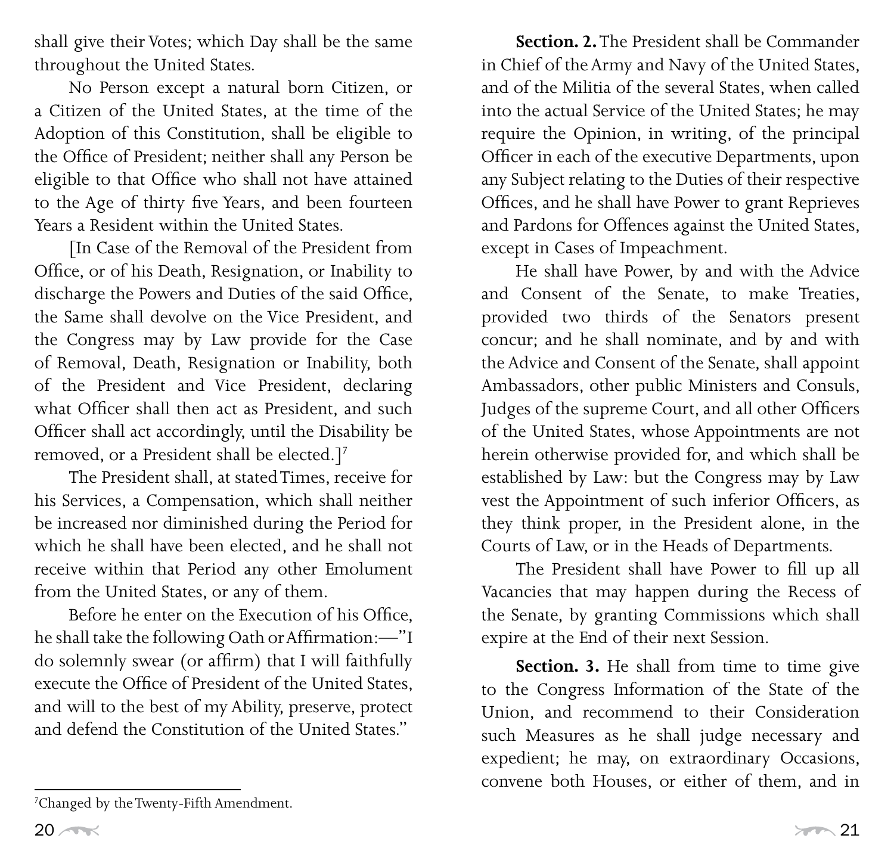shall give their Votes; which Day shall be the same throughout the United States.

No Person except a natural born Citizen, or a Citizen of the United States, at the time of the Adoption of this Constitution, shall be eligible to the Office of President; neither shall any Person be eligible to that Office who shall not have attained to the Age of thirty five Years, and been fourteen Years a Resident within the United States.

[In Case of the Removal of the President from Office, or of his Death, Resignation, or Inability to discharge the Powers and Duties of the said Office, the Same shall devolve on the Vice President, and the Congress may by Law provide for the Case of Removal, Death, Resignation or Inability, both of the President and Vice President, declaring what Officer shall then act as President, and such Officer shall act accordingly, until the Disability be removed, or a President shall be elected.][7]

The President shall, at stated Times, receive for his Services, a Compensation, which shall neither be increased nor diminished during the Period for which he shall have been elected, and he shall not receive within that Period any other Emolument from the United States, or any of them.

Before he enter on the Execution of his Office, he shall take the following Oath or Affirmation:—"I do solemnly swear (or affirm) that I will faithfully execute the Office of President of the United States, and will to the best of my Ability, preserve, protect and defend the Constitution of the United States."

[7]Changed by the Twenty-Fifth Amendment.

**Section. 2.** The President shall be Commander in Chief of the Army and Navy of the United States, and of the Militia of the several States, when called into the actual Service of the United States; he may require the Opinion, in writing, of the principal Officer in each of the executive Departments, upon any Subject relating to the Duties of their respective Offices, and he shall have Power to grant Reprieves and Pardons for Offences against the United States, except in Cases of Impeachment.

He shall have Power, by and with the Advice and Consent of the Senate, to make Treaties, provided two thirds of the Senators present concur; and he shall nominate, and by and with the Advice and Consent of the Senate, shall appoint Ambassadors, other public Ministers and Consuls, Judges of the supreme Court, and all other Officers of the United States, whose Appointments are not herein otherwise provided for, and which shall be established by Law: but the Congress may by Law vest the Appointment of such inferior Officers, as they think proper, in the President alone, in the Courts of Law, or in the Heads of Departments.

The President shall have Power to fill up all Vacancies that may happen during the Recess of the Senate, by granting Commissions which shall expire at the End of their next Session.

**Section. 3.** He shall from time to time give to the Congress Information of the State of the Union, and recommend to their Consideration such Measures as he shall judge necessary and expedient; he may, on extraordinary Occasions, convene both Houses, or either of them, and in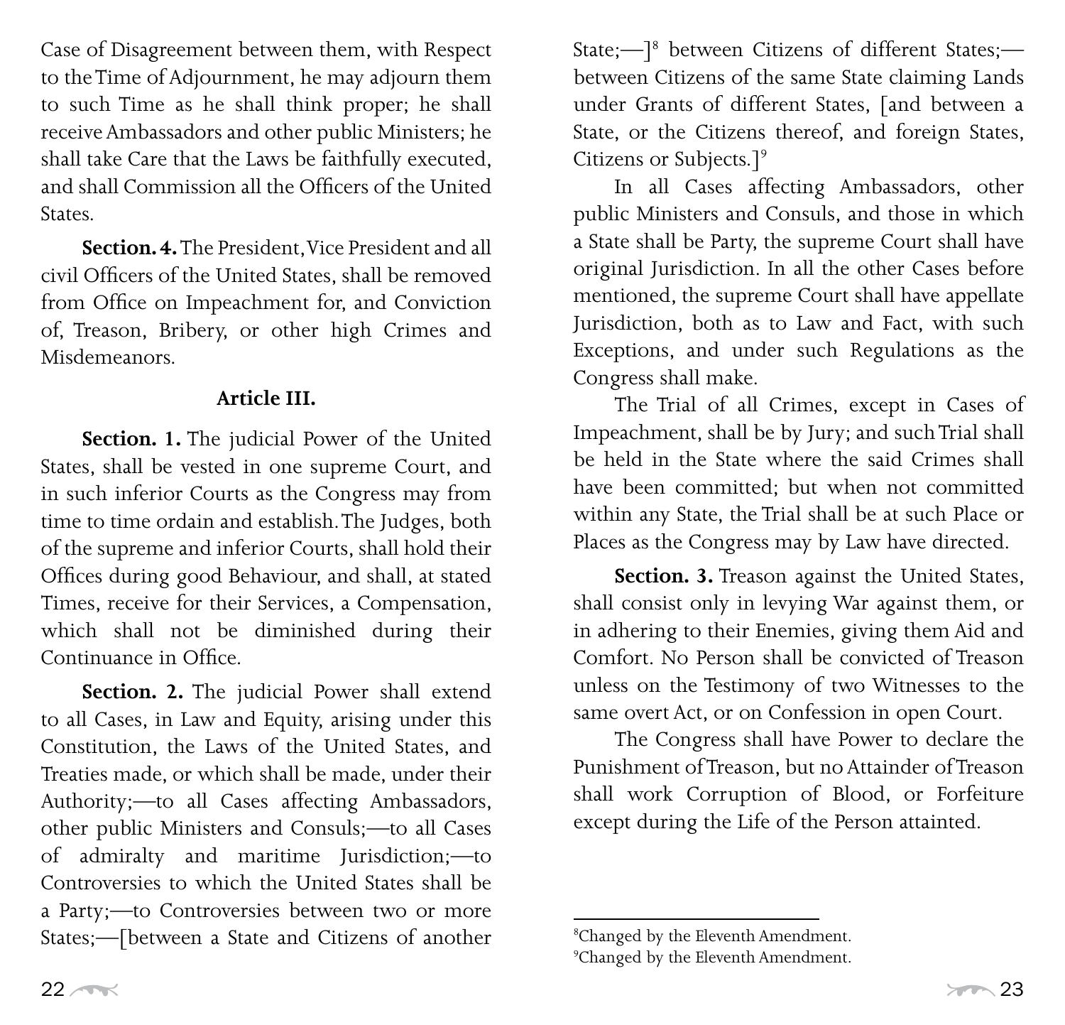Case of Disagreement between them, with Respect to the Time of Adjournment, he may adjourn them to such Time as he shall think proper; he shall receive Ambassadors and other public Ministers; he shall take Care that the Laws be faithfully executed, and shall Commission all the Officers of the United States.

**Section. 4.** The President, Vice President and all civil Officers of the United States, shall be removed from Office on Impeachment for, and Conviction of, Treason, Bribery, or other high Crimes and Misdemeanors.

## Article III.

**Section. 1.** The judicial Power of the United States, shall be vested in one supreme Court, and in such inferior Courts as the Congress may from time to time ordain and establish. The Judges, both of the supreme and inferior Courts, shall hold their Offices during good Behaviour, and shall, at stated Times, receive for their Services, a Compensation, which shall not be diminished during their Continuance in Office.

**Section. 2.** The judicial Power shall extend to all Cases, in Law and Equity, arising under this Constitution, the Laws of the United States, and Treaties made, or which shall be made, under their Authority;—to all Cases affecting Ambassadors, other public Ministers and Consuls;—to all Cases of admiralty and maritime Jurisdiction;—to Controversies to which the United States shall be a Party;—to Controversies between two or more States;—[between a State and Citizens of another State;—][8] between Citizens of different States;—between Citizens of the same State claiming Lands under Grants of different States, [and between a State, or the Citizens thereof, and foreign States, Citizens or Subjects.][9]

In all Cases affecting Ambassadors, other public Ministers and Consuls, and those in which a State shall be Party, the supreme Court shall have original Jurisdiction. In all the other Cases before mentioned, the supreme Court shall have appellate Jurisdiction, both as to Law and Fact, with such Exceptions, and under such Regulations as the Congress shall make.

The Trial of all Crimes, except in Cases of Impeachment, shall be by Jury; and such Trial shall be held in the State where the said Crimes shall have been committed; but when not committed within any State, the Trial shall be at such Place or Places as the Congress may by Law have directed.

**Section. 3.** Treason against the United States, shall consist only in levying War against them, or in adhering to their Enemies, giving them Aid and Comfort. No Person shall be convicted of Treason unless on the Testimony of two Witnesses to the same overt Act, or on Confession in open Court.

The Congress shall have Power to declare the Punishment of Treason, but no Attainder of Treason shall work Corruption of Blood, or Forfeiture except during the Life of the Person attainted.

---

[8] Changed by the Eleventh Amendment.

[9] Changed by the Eleventh Amendment.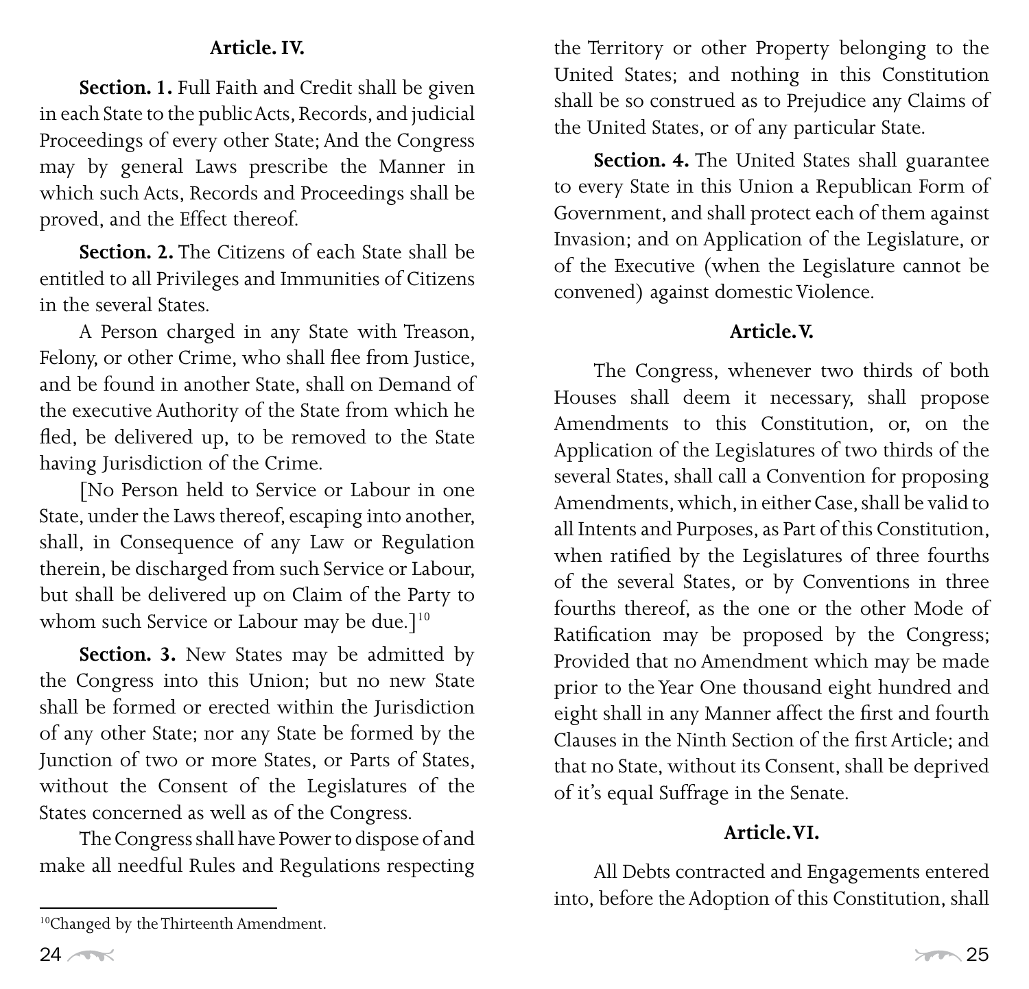### Article. IV.

**Section. 1.** Full Faith and Credit shall be given in each State to the public Acts, Records, and judicial Proceedings of every other State; And the Congress may by general Laws prescribe the Manner in which such Acts, Records and Proceedings shall be proved, and the Effect thereof.

**Section. 2.** The Citizens of each State shall be entitled to all Privileges and Immunities of Citizens in the several States.

A Person charged in any State with Treason, Felony, or other Crime, who shall flee from Justice, and be found in another State, shall on Demand of the executive Authority of the State from which he fled, be delivered up, to be removed to the State having Jurisdiction of the Crime.

[No Person held to Service or Labour in one State, under the Laws thereof, escaping into another, shall, in Consequence of any Law or Regulation therein, be discharged from such Service or Labour, but shall be delivered up on Claim of the Party to whom such Service or Labour may be due.][10]

**Section. 3.** New States may be admitted by the Congress into this Union; but no new State shall be formed or erected within the Jurisdiction of any other State; nor any State be formed by the Junction of two or more States, or Parts of States, without the Consent of the Legislatures of the States concerned as well as of the Congress.

The Congress shall have Power to dispose of and make all needful Rules and Regulations respecting the Territory or other Property belonging to the United States; and nothing in this Constitution shall be so construed as to Prejudice any Claims of the United States, or of any particular State.

**Section. 4.** The United States shall guarantee to every State in this Union a Republican Form of Government, and shall protect each of them against Invasion; and on Application of the Legislature, or of the Executive (when the Legislature cannot be convened) against domestic Violence.

### Article. V.

The Congress, whenever two thirds of both Houses shall deem it necessary, shall propose Amendments to this Constitution, or, on the Application of the Legislatures of two thirds of the several States, shall call a Convention for proposing Amendments, which, in either Case, shall be valid to all Intents and Purposes, as Part of this Constitution, when ratified by the Legislatures of three fourths of the several States, or by Conventions in three fourths thereof, as the one or the other Mode of Ratification may be proposed by the Congress; Provided that no Amendment which may be made prior to the Year One thousand eight hundred and eight shall in any Manner affect the first and fourth Clauses in the Ninth Section of the first Article; and that no State, without its Consent, shall be deprived of it's equal Suffrage in the Senate.

### Article. VI.

All Debts contracted and Engagements entered into, before the Adoption of this Constitution, shall

[10] Changed by the Thirteenth Amendment.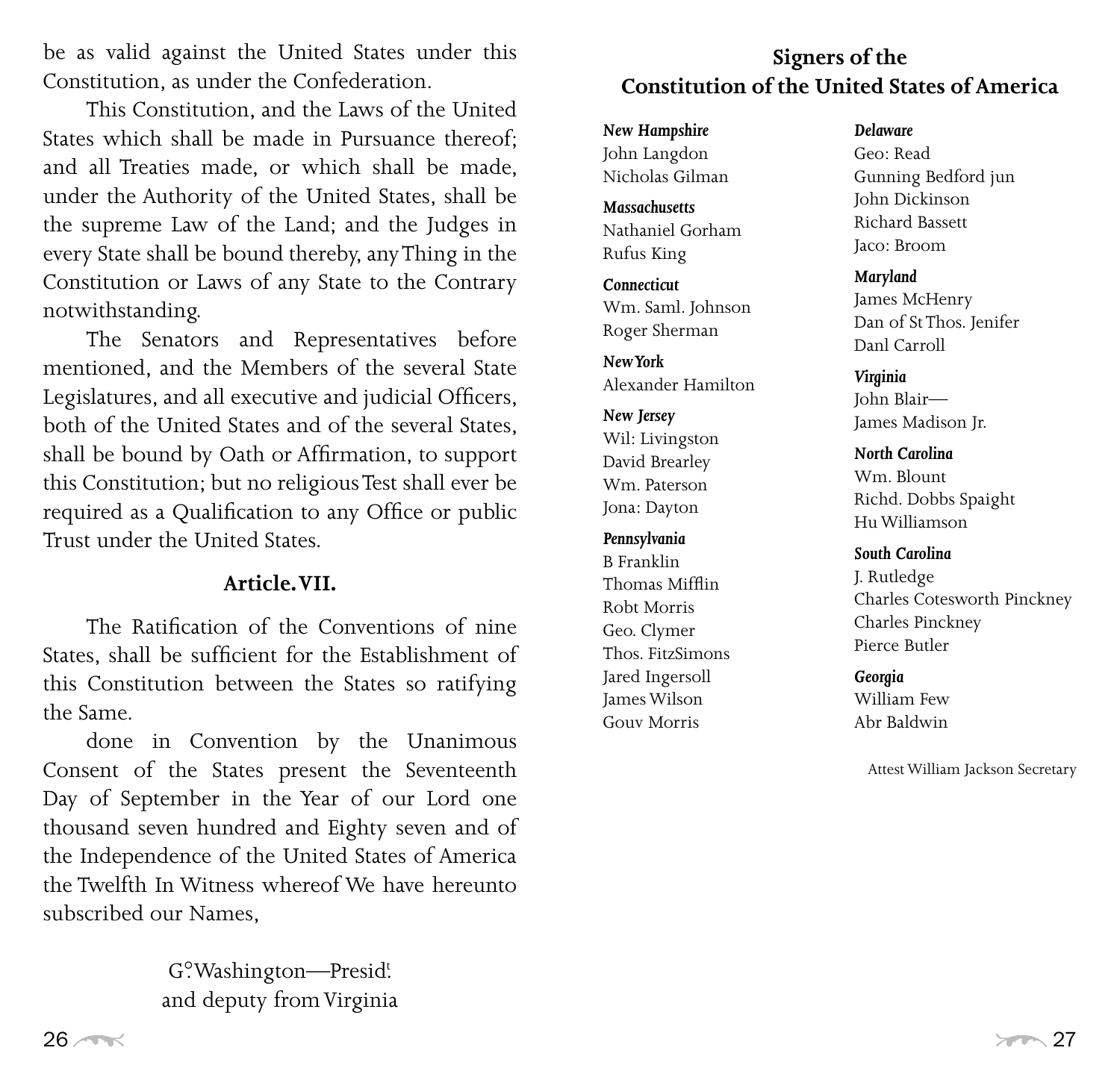be as valid against the United States under this Constitution, as under the Confederation.

This Constitution, and the Laws of the United States which shall be made in Pursuance thereof; and all Treaties made, or which shall be made, under the Authority of the United States, shall be the supreme Law of the Land; and the Judges in every State shall be bound thereby, any Thing in the Constitution or Laws of any State to the Contrary notwithstanding.

The Senators and Representatives before mentioned, and the Members of the several State Legislatures, and all executive and judicial Officers, both of the United States and of the several States, shall be bound by Oath or Affirmation, to support this Constitution; but no religious Test shall ever be required as a Qualification to any Office or public Trust under the United States.

### Article. VII.

The Ratification of the Conventions of nine States, shall be sufficient for the Establishment of this Constitution between the States so ratifying the Same.

done in Convention by the Unanimous Consent of the States present the Seventeenth Day of September in the Year of our Lord one thousand seven hundred and Eighty seven and of the Independence of the United States of America the Twelfth In Witness whereof We have hereunto subscribed our Names,

G°. Washington—Presid^t.
and deputy from Virginia

## Signers of the Constitution of the United States of America

***New Hampshire***
John Langdon
Nicholas Gilman

***Massachusetts***
Nathaniel Gorham
Rufus King

***Connecticut***
Wm. Saml. Johnson
Roger Sherman

***New York***
Alexander Hamilton

***New Jersey***
Wil: Livingston
David Brearley
Wm. Paterson
Jona: Dayton

***Pennsylvania***
B Franklin
Thomas Mifflin
Robt Morris
Geo. Clymer
Thos. FitzSimons
Jared Ingersoll
James Wilson
Gouv Morris

***Delaware***
Geo: Read
Gunning Bedford jun
John Dickinson
Richard Bassett
Jaco: Broom

***Maryland***
James McHenry
Dan of St Thos. Jenifer
Danl Carroll

***Virginia***
John Blair—
James Madison Jr.

***North Carolina***
Wm. Blount
Richd. Dobbs Spaight
Hu Williamson

***South Carolina***
J. Rutledge
Charles Cotesworth Pinckney
Charles Pinckney
Pierce Butler

***Georgia***
William Few
Abr Baldwin

Attest William Jackson Secretary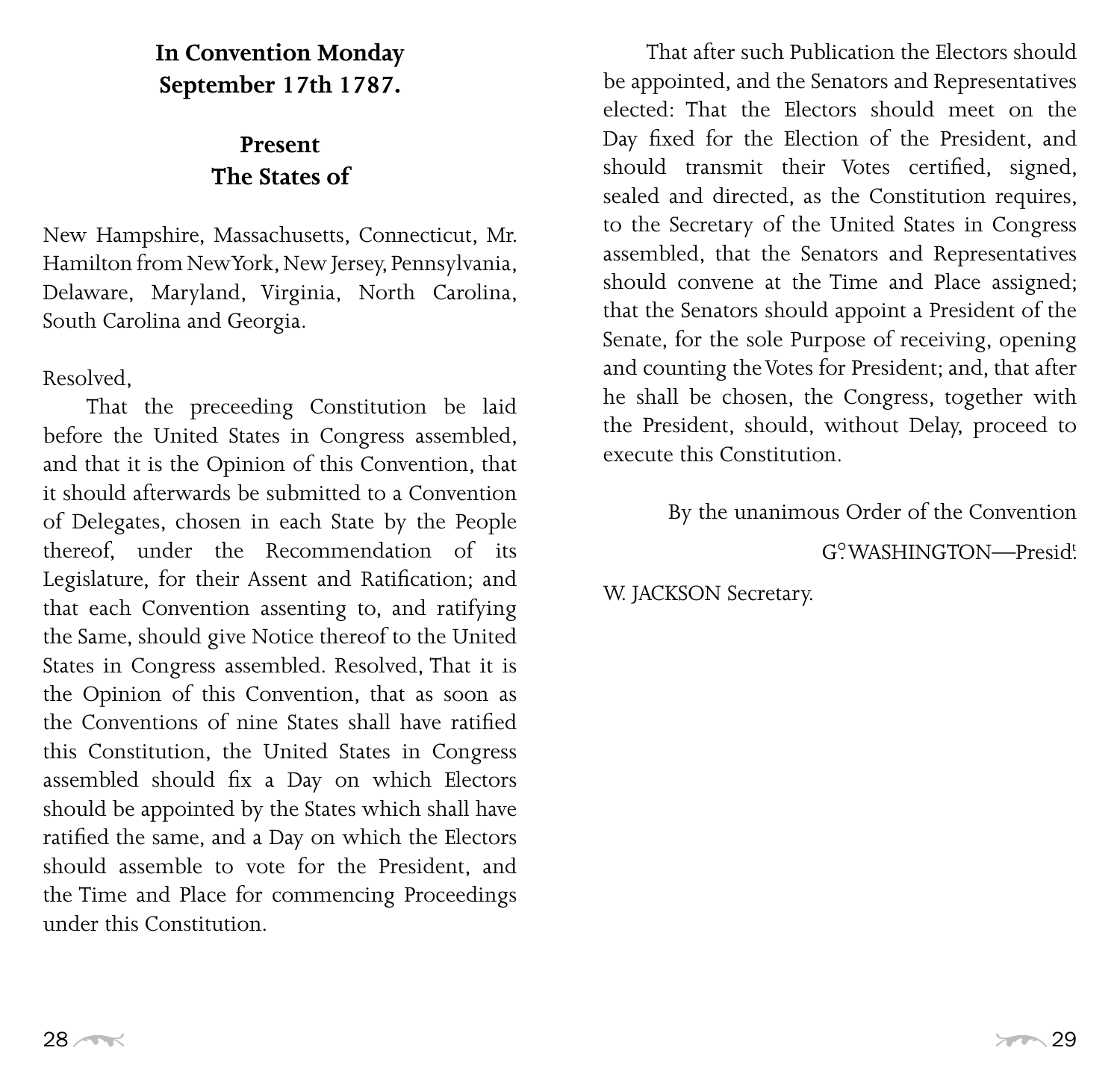**In Convention Monday September 17th 1787.**

**Present The States of**

New Hampshire, Massachusetts, Connecticut, Mr. Hamilton from New York, New Jersey, Pennsylvania, Delaware, Maryland, Virginia, North Carolina, South Carolina and Georgia.

Resolved,

That the preceeding Constitution be laid before the United States in Congress assembled, and that it is the Opinion of this Convention, that it should afterwards be submitted to a Convention of Delegates, chosen in each State by the People thereof, under the Recommendation of its Legislature, for their Assent and Ratification; and that each Convention assenting to, and ratifying the Same, should give Notice thereof to the United States in Congress assembled. Resolved, That it is the Opinion of this Convention, that as soon as the Conventions of nine States shall have ratified this Constitution, the United States in Congress assembled should fix a Day on which Electors should be appointed by the States which shall have ratified the same, and a Day on which the Electors should assemble to vote for the President, and the Time and Place for commencing Proceedings under this Constitution.

That after such Publication the Electors should be appointed, and the Senators and Representatives elected: That the Electors should meet on the Day fixed for the Election of the President, and should transmit their Votes certified, signed, sealed and directed, as the Constitution requires, to the Secretary of the United States in Congress assembled, that the Senators and Representatives should convene at the Time and Place assigned; that the Senators should appoint a President of the Senate, for the sole Purpose of receiving, opening and counting the Votes for President; and, that after he shall be chosen, the Congress, together with the President, should, without Delay, proceed to execute this Constitution.

By the unanimous Order of the Convention

G^o. WASHINGTON—Presid^t.

W. JACKSON Secretary.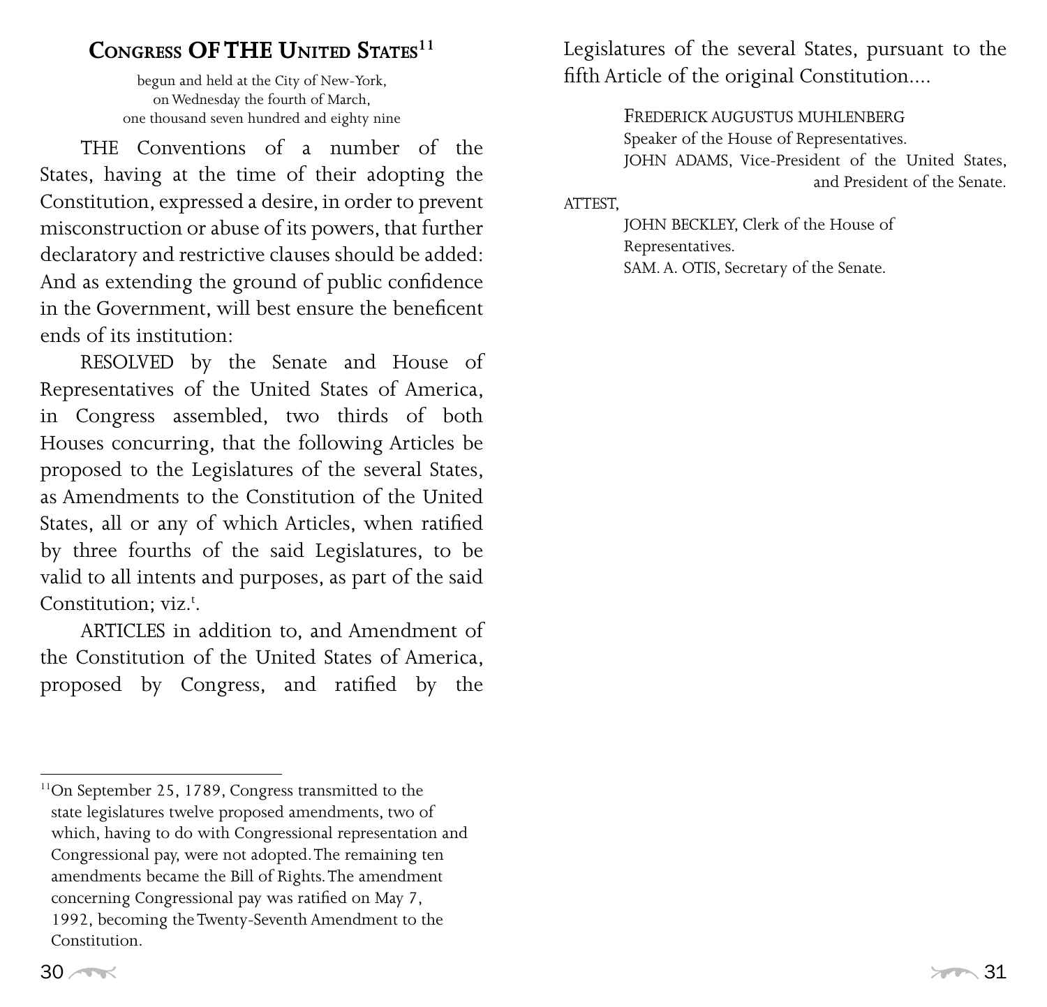## Congress OF THE United States[11]

begun and held at the City of New-York,
on Wednesday the fourth of March,
one thousand seven hundred and eighty nine

THE Conventions of a number of the States, having at the time of their adopting the Constitution, expressed a desire, in order to prevent misconstruction or abuse of its powers, that further declaratory and restrictive clauses should be added: And as extending the ground of public confidence in the Government, will best ensure the beneficent ends of its institution:

RESOLVED by the Senate and House of Representatives of the United States of America, in Congress assembled, two thirds of both Houses concurring, that the following Articles be proposed to the Legislatures of the several States, as Amendments to the Constitution of the United States, all or any of which Articles, when ratified by three fourths of the said Legislatures, to be valid to all intents and purposes, as part of the said Constitution; viz.[t].

ARTICLES in addition to, and Amendment of the Constitution of the United States of America, proposed by Congress, and ratified by the Legislatures of the several States, pursuant to the fifth Article of the original Constitution....

FREDERICK AUGUSTUS MUHLENBERG
Speaker of the House of Representatives.
JOHN ADAMS, Vice-President of the United States, and President of the Senate.

ATTEST,

JOHN BECKLEY, Clerk of the House of Representatives.
SAM. A. OTIS, Secretary of the Senate.

---

[11] On September 25, 1789, Congress transmitted to the state legislatures twelve proposed amendments, two of which, having to do with Congressional representation and Congressional pay, were not adopted. The remaining ten amendments became the Bill of Rights. The amendment concerning Congressional pay was ratified on May 7, 1992, becoming the Twenty-Seventh Amendment to the Constitution.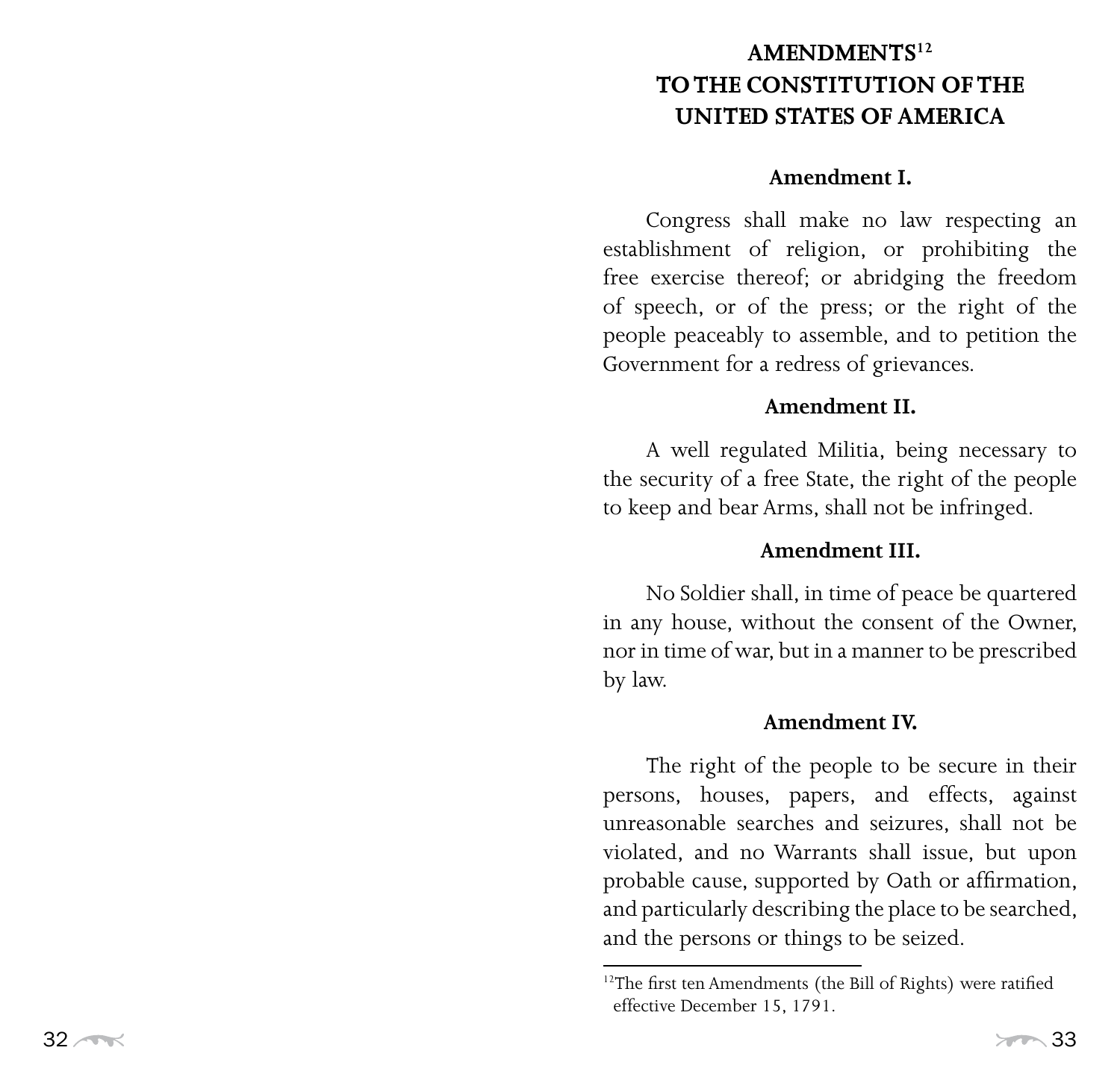# AMENDMENTS[12] TO THE CONSTITUTION OF THE UNITED STATES OF AMERICA

### Amendment I.

Congress shall make no law respecting an establishment of religion, or prohibiting the free exercise thereof; or abridging the freedom of speech, or of the press; or the right of the people peaceably to assemble, and to petition the Government for a redress of grievances.

### Amendment II.

A well regulated Militia, being necessary to the security of a free State, the right of the people to keep and bear Arms, shall not be infringed.

### Amendment III.

No Soldier shall, in time of peace be quartered in any house, without the consent of the Owner, nor in time of war, but in a manner to be prescribed by law.

### Amendment IV.

The right of the people to be secure in their persons, houses, papers, and effects, against unreasonable searches and seizures, shall not be violated, and no Warrants shall issue, but upon probable cause, supported by Oath or affirmation, and particularly describing the place to be searched, and the persons or things to be seized.

---

[12]The first ten Amendments (the Bill of Rights) were ratified effective December 15, 1791.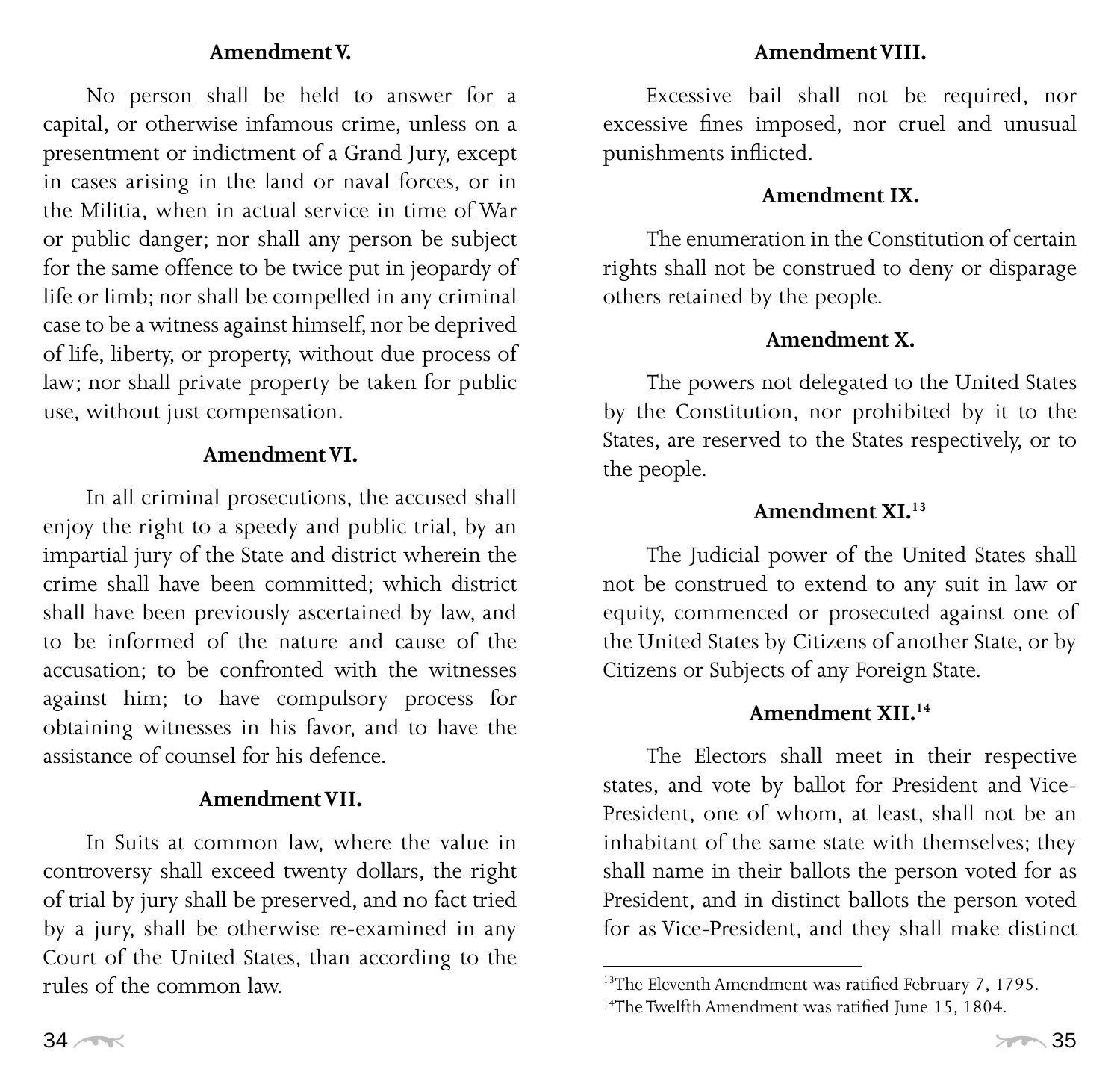**Amendment V.**

No person shall be held to answer for a capital, or otherwise infamous crime, unless on a presentment or indictment of a Grand Jury, except in cases arising in the land or naval forces, or in the Militia, when in actual service in time of War or public danger; nor shall any person be subject for the same offence to be twice put in jeopardy of life or limb; nor shall be compelled in any criminal case to be a witness against himself, nor be deprived of life, liberty, or property, without due process of law; nor shall private property be taken for public use, without just compensation.

**Amendment VI.**

In all criminal prosecutions, the accused shall enjoy the right to a speedy and public trial, by an impartial jury of the State and district wherein the crime shall have been committed; which district shall have been previously ascertained by law, and to be informed of the nature and cause of the accusation; to be confronted with the witnesses against him; to have compulsory process for obtaining witnesses in his favor, and to have the assistance of counsel for his defence.

**Amendment VII.**

In Suits at common law, where the value in controversy shall exceed twenty dollars, the right of trial by jury shall be preserved, and no fact tried by a jury, shall be otherwise re-examined in any Court of the United States, than according to the rules of the common law.

**Amendment VIII.**

Excessive bail shall not be required, nor excessive fines imposed, nor cruel and unusual punishments inflicted.

**Amendment IX.**

The enumeration in the Constitution of certain rights shall not be construed to deny or disparage others retained by the people.

**Amendment X.**

The powers not delegated to the United States by the Constitution, nor prohibited by it to the States, are reserved to the States respectively, or to the people.

**Amendment XI.**[13]

The Judicial power of the United States shall not be construed to extend to any suit in law or equity, commenced or prosecuted against one of the United States by Citizens of another State, or by Citizens or Subjects of any Foreign State.

**Amendment XII.**[14]

The Electors shall meet in their respective states, and vote by ballot for President and Vice-President, one of whom, at least, shall not be an inhabitant of the same state with themselves; they shall name in their ballots the person voted for as President, and in distinct ballots the person voted for as Vice-President, and they shall make distinct

---

[13] The Eleventh Amendment was ratified February 7, 1795.

[14] The Twelfth Amendment was ratified June 15, 1804.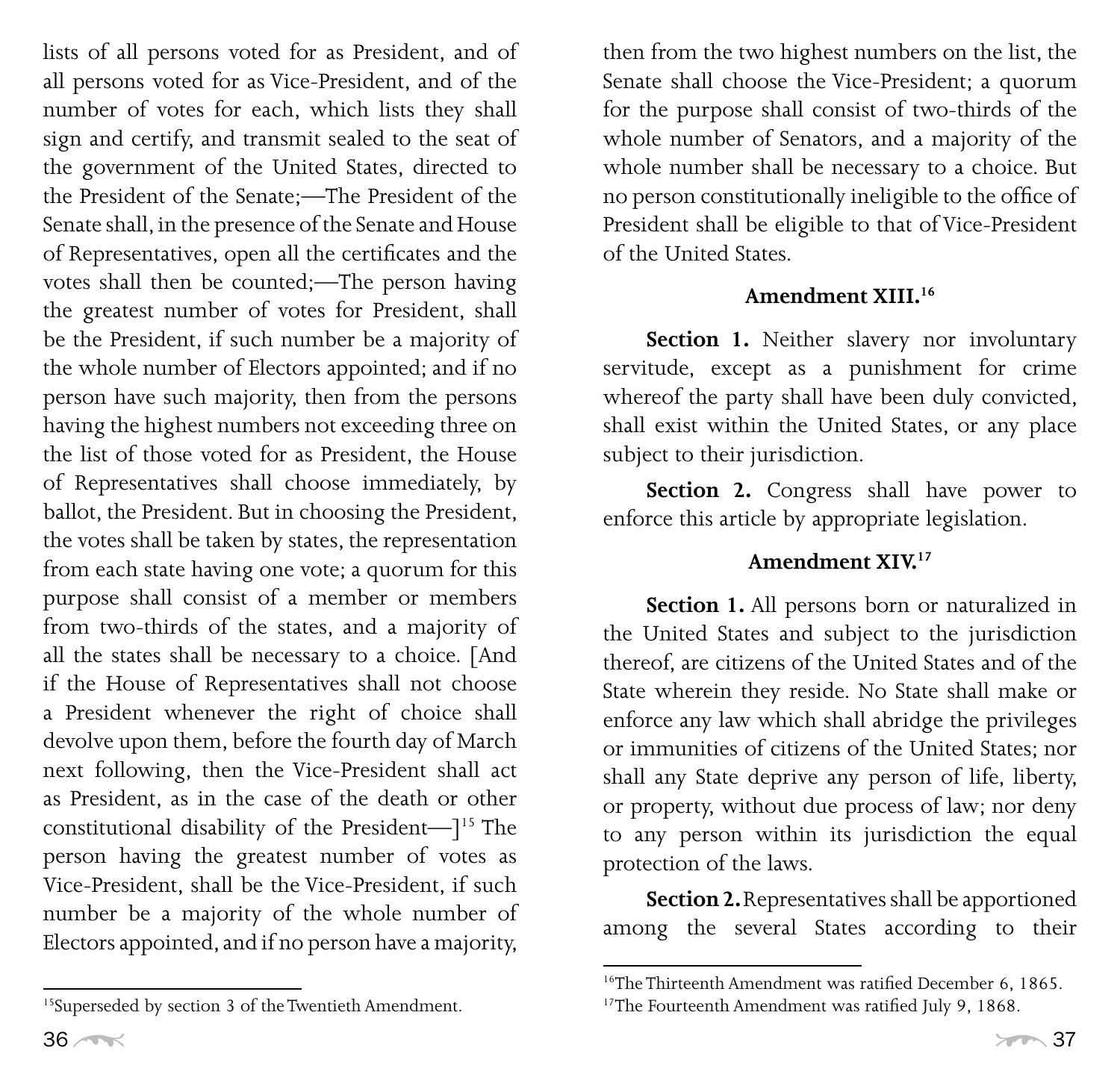lists of all persons voted for as President, and of all persons voted for as Vice-President, and of the number of votes for each, which lists they shall sign and certify, and transmit sealed to the seat of the government of the United States, directed to the President of the Senate;—The President of the Senate shall, in the presence of the Senate and House of Representatives, open all the certificates and the votes shall then be counted;—The person having the greatest number of votes for President, shall be the President, if such number be a majority of the whole number of Electors appointed; and if no person have such majority, then from the persons having the highest numbers not exceeding three on the list of those voted for as President, the House of Representatives shall choose immediately, by ballot, the President. But in choosing the President, the votes shall be taken by states, the representation from each state having one vote; a quorum for this purpose shall consist of a member or members from two-thirds of the states, and a majority of all the states shall be necessary to a choice. [And if the House of Representatives shall not choose a President whenever the right of choice shall devolve upon them, before the fourth day of March next following, then the Vice-President shall act as President, as in the case of the death or other constitutional disability of the President—][15] The person having the greatest number of votes as Vice-President, shall be the Vice-President, if such number be a majority of the whole number of Electors appointed, and if no person have a majority, then from the two highest numbers on the list, the Senate shall choose the Vice-President; a quorum for the purpose shall consist of two-thirds of the whole number of Senators, and a majority of the whole number shall be necessary to a choice. But no person constitutionally ineligible to the office of President shall be eligible to that of Vice-President of the United States.

### Amendment XIII.[16]

**Section 1.** Neither slavery nor involuntary servitude, except as a punishment for crime whereof the party shall have been duly convicted, shall exist within the United States, or any place subject to their jurisdiction.

**Section 2.** Congress shall have power to enforce this article by appropriate legislation.

### Amendment XIV.[17]

**Section 1.** All persons born or naturalized in the United States and subject to the jurisdiction thereof, are citizens of the United States and of the State wherein they reside. No State shall make or enforce any law which shall abridge the privileges or immunities of citizens of the United States; nor shall any State deprive any person of life, liberty, or property, without due process of law; nor deny to any person within its jurisdiction the equal protection of the laws.

**Section 2.** Representatives shall be apportioned among the several States according to their

---

[15] Superseded by section 3 of the Twentieth Amendment.

[16] The Thirteenth Amendment was ratified December 6, 1865.

[17] The Fourteenth Amendment was ratified July 9, 1868.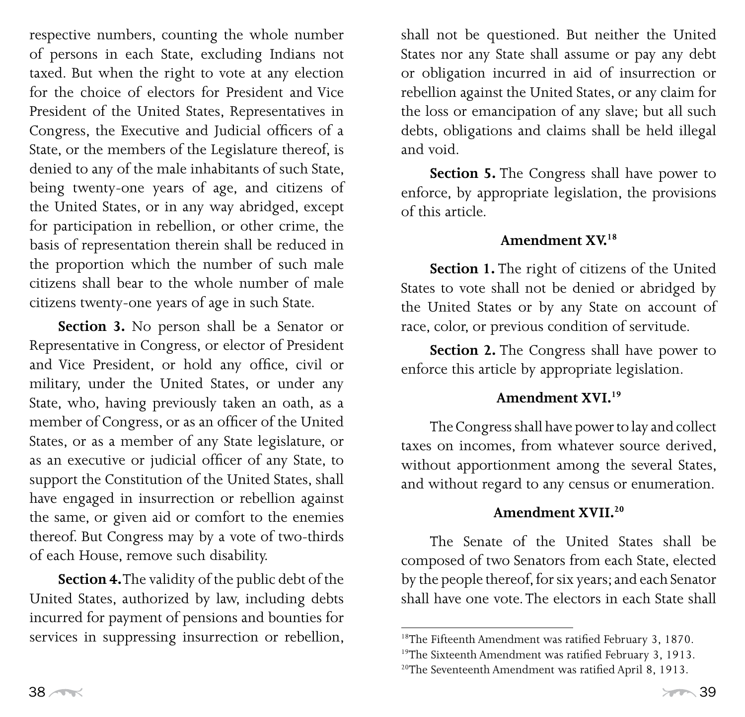respective numbers, counting the whole number of persons in each State, excluding Indians not taxed. But when the right to vote at any election for the choice of electors for President and Vice President of the United States, Representatives in Congress, the Executive and Judicial officers of a State, or the members of the Legislature thereof, is denied to any of the male inhabitants of such State, being twenty-one years of age, and citizens of the United States, or in any way abridged, except for participation in rebellion, or other crime, the basis of representation therein shall be reduced in the proportion which the number of such male citizens shall bear to the whole number of male citizens twenty-one years of age in such State.

**Section 3.** No person shall be a Senator or Representative in Congress, or elector of President and Vice President, or hold any office, civil or military, under the United States, or under any State, who, having previously taken an oath, as a member of Congress, or as an officer of the United States, or as a member of any State legislature, or as an executive or judicial officer of any State, to support the Constitution of the United States, shall have engaged in insurrection or rebellion against the same, or given aid or comfort to the enemies thereof. But Congress may by a vote of two-thirds of each House, remove such disability.

**Section 4.** The validity of the public debt of the United States, authorized by law, including debts incurred for payment of pensions and bounties for services in suppressing insurrection or rebellion, shall not be questioned. But neither the United States nor any State shall assume or pay any debt or obligation incurred in aid of insurrection or rebellion against the United States, or any claim for the loss or emancipation of any slave; but all such debts, obligations and claims shall be held illegal and void.

**Section 5.** The Congress shall have power to enforce, by appropriate legislation, the provisions of this article.

### Amendment XV.[18]

**Section 1.** The right of citizens of the United States to vote shall not be denied or abridged by the United States or by any State on account of race, color, or previous condition of servitude.

**Section 2.** The Congress shall have power to enforce this article by appropriate legislation.

### Amendment XVI.[19]

The Congress shall have power to lay and collect taxes on incomes, from whatever source derived, without apportionment among the several States, and without regard to any census or enumeration.

### Amendment XVII.[20]

The Senate of the United States shall be composed of two Senators from each State, elected by the people thereof, for six years; and each Senator shall have one vote. The electors in each State shall

---

[18]The Fifteenth Amendment was ratified February 3, 1870.

[19]The Sixteenth Amendment was ratified February 3, 1913.

[20]The Seventeenth Amendment was ratified April 8, 1913.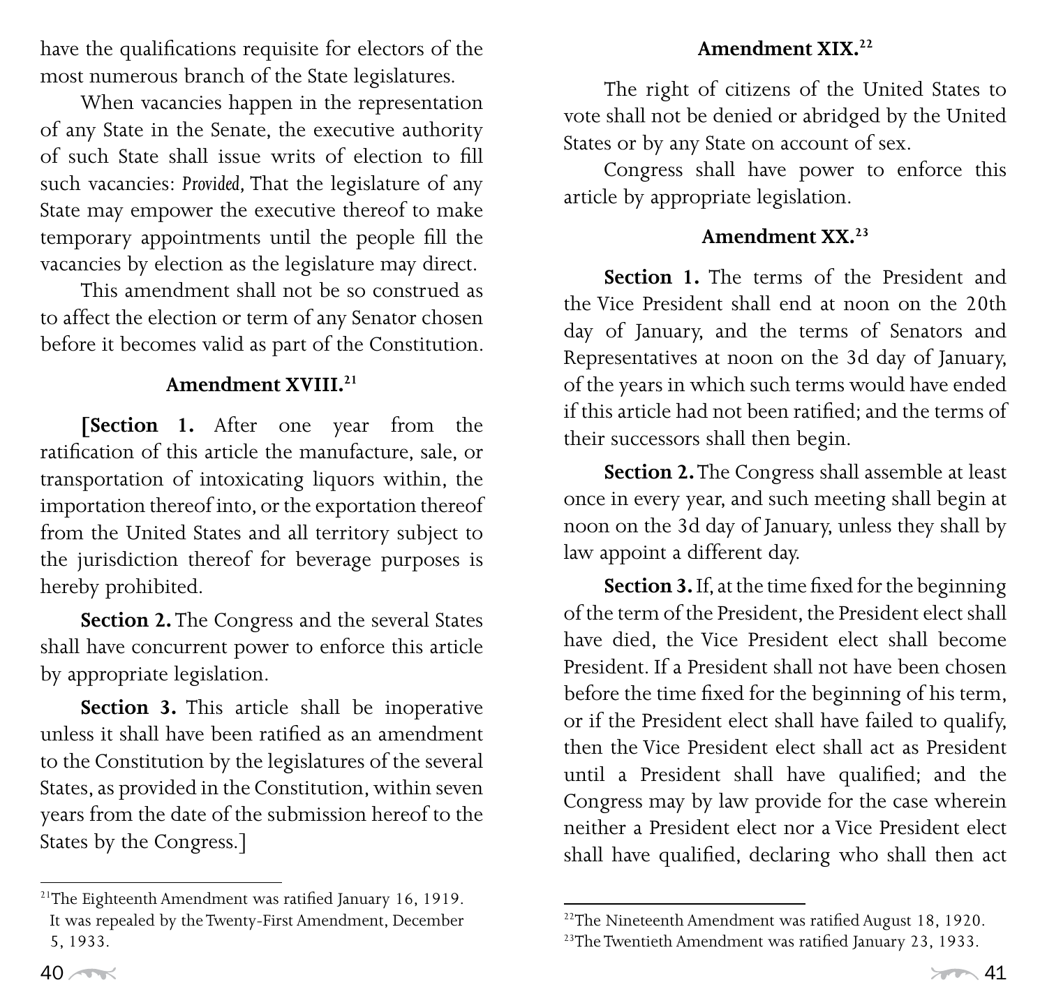have the qualifications requisite for electors of the most numerous branch of the State legislatures.

When vacancies happen in the representation of any State in the Senate, the executive authority of such State shall issue writs of election to fill such vacancies: *Provided*, That the legislature of any State may empower the executive thereof to make temporary appointments until the people fill the vacancies by election as the legislature may direct.

This amendment shall not be so construed as to affect the election or term of any Senator chosen before it becomes valid as part of the Constitution.

### Amendment XVIII.[21]

**[Section 1.** After one year from the ratification of this article the manufacture, sale, or transportation of intoxicating liquors within, the importation thereof into, or the exportation thereof from the United States and all territory subject to the jurisdiction thereof for beverage purposes is hereby prohibited.

**Section 2.** The Congress and the several States shall have concurrent power to enforce this article by appropriate legislation.

**Section 3.** This article shall be inoperative unless it shall have been ratified as an amendment to the Constitution by the legislatures of the several States, as provided in the Constitution, within seven years from the date of the submission hereof to the States by the Congress.]

[21]The Eighteenth Amendment was ratified January 16, 1919. It was repealed by the Twenty-First Amendment, December 5, 1933.

### Amendment XIX.[22]

The right of citizens of the United States to vote shall not be denied or abridged by the United States or by any State on account of sex.

Congress shall have power to enforce this article by appropriate legislation.

### Amendment XX.[23]

**Section 1.** The terms of the President and the Vice President shall end at noon on the 20th day of January, and the terms of Senators and Representatives at noon on the 3d day of January, of the years in which such terms would have ended if this article had not been ratified; and the terms of their successors shall then begin.

**Section 2.** The Congress shall assemble at least once in every year, and such meeting shall begin at noon on the 3d day of January, unless they shall by law appoint a different day.

**Section 3.** If, at the time fixed for the beginning of the term of the President, the President elect shall have died, the Vice President elect shall become President. If a President shall not have been chosen before the time fixed for the beginning of his term, or if the President elect shall have failed to qualify, then the Vice President elect shall act as President until a President shall have qualified; and the Congress may by law provide for the case wherein neither a President elect nor a Vice President elect shall have qualified, declaring who shall then act

[22]The Nineteenth Amendment was ratified August 18, 1920.
[23]The Twentieth Amendment was ratified January 23, 1933.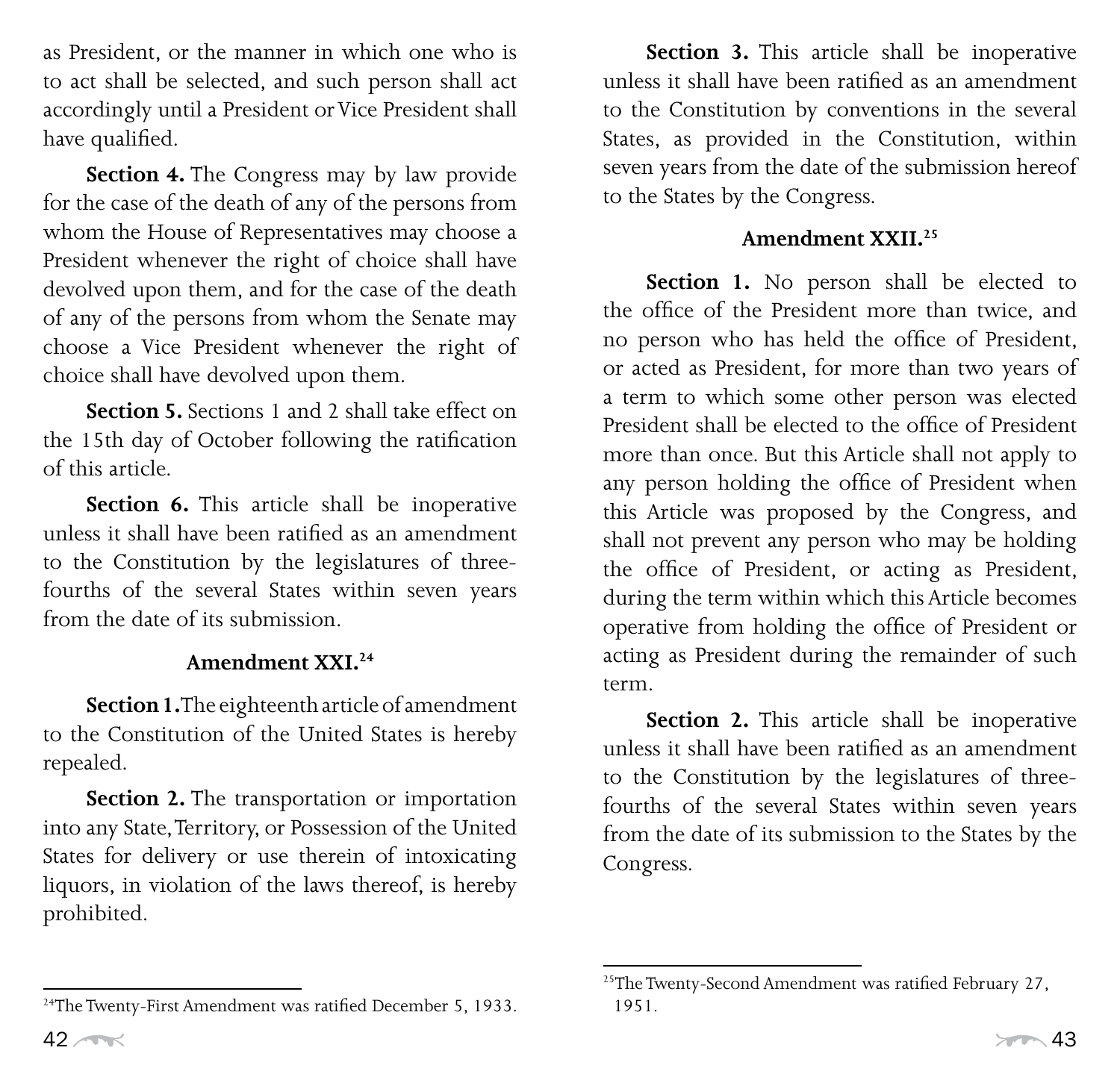as President, or the manner in which one who is to act shall be selected, and such person shall act accordingly until a President or Vice President shall have qualified.

**Section 4.** The Congress may by law provide for the case of the death of any of the persons from whom the House of Representatives may choose a President whenever the right of choice shall have devolved upon them, and for the case of the death of any of the persons from whom the Senate may choose a Vice President whenever the right of choice shall have devolved upon them.

**Section 5.** Sections 1 and 2 shall take effect on the 15th day of October following the ratification of this article.

**Section 6.** This article shall be inoperative unless it shall have been ratified as an amendment to the Constitution by the legislatures of three-fourths of the several States within seven years from the date of its submission.

### Amendment XXI.[24]

**Section 1.** The eighteenth article of amendment to the Constitution of the United States is hereby repealed.

**Section 2.** The transportation or importation into any State, Territory, or Possession of the United States for delivery or use therein of intoxicating liquors, in violation of the laws thereof, is hereby prohibited.

**Section 3.** This article shall be inoperative unless it shall have been ratified as an amendment to the Constitution by conventions in the several States, as provided in the Constitution, within seven years from the date of the submission hereof to the States by the Congress.

### Amendment XXII.[25]

**Section 1.** No person shall be elected to the office of the President more than twice, and no person who has held the office of President, or acted as President, for more than two years of a term to which some other person was elected President shall be elected to the office of President more than once. But this Article shall not apply to any person holding the office of President when this Article was proposed by the Congress, and shall not prevent any person who may be holding the office of President, or acting as President, during the term within which this Article becomes operative from holding the office of President or acting as President during the remainder of such term.

**Section 2.** This article shall be inoperative unless it shall have been ratified as an amendment to the Constitution by the legislatures of three-fourths of the several States within seven years from the date of its submission to the States by the Congress.

---

[24] The Twenty-First Amendment was ratified December 5, 1933.

[25] The Twenty-Second Amendment was ratified February 27, 1951.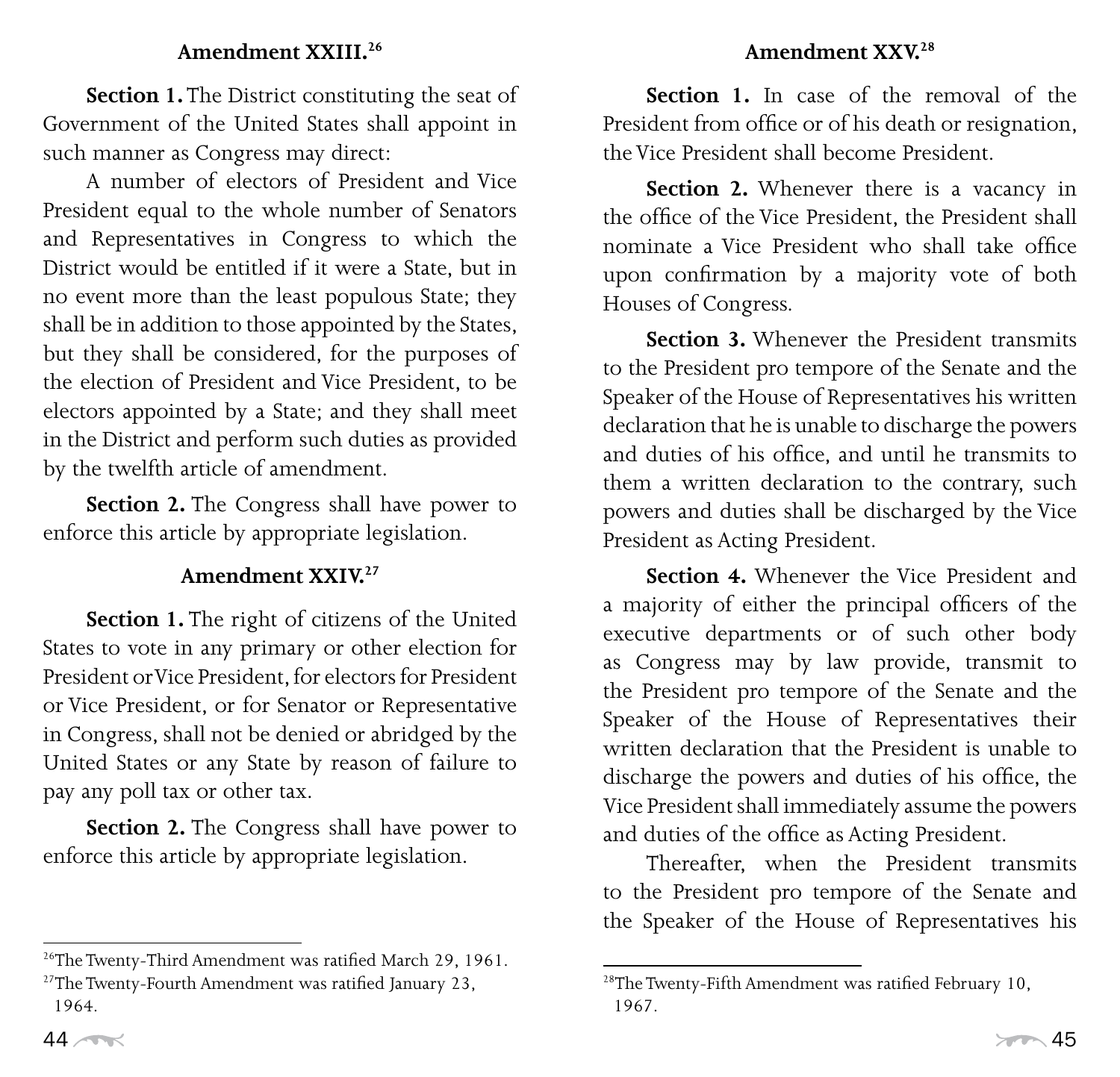## Amendment XXIII.[26]

**Section 1.** The District constituting the seat of Government of the United States shall appoint in such manner as Congress may direct:

A number of electors of President and Vice President equal to the whole number of Senators and Representatives in Congress to which the District would be entitled if it were a State, but in no event more than the least populous State; they shall be in addition to those appointed by the States, but they shall be considered, for the purposes of the election of President and Vice President, to be electors appointed by a State; and they shall meet in the District and perform such duties as provided by the twelfth article of amendment.

**Section 2.** The Congress shall have power to enforce this article by appropriate legislation.

## Amendment XXIV.[27]

**Section 1.** The right of citizens of the United States to vote in any primary or other election for President or Vice President, for electors for President or Vice President, or for Senator or Representative in Congress, shall not be denied or abridged by the United States or any State by reason of failure to pay any poll tax or other tax.

**Section 2.** The Congress shall have power to enforce this article by appropriate legislation.

[26] The Twenty-Third Amendment was ratified March 29, 1961.

[27] The Twenty-Fourth Amendment was ratified January 23, 1964.

## Amendment XXV.[28]

**Section 1.** In case of the removal of the President from office or of his death or resignation, the Vice President shall become President.

**Section 2.** Whenever there is a vacancy in the office of the Vice President, the President shall nominate a Vice President who shall take office upon confirmation by a majority vote of both Houses of Congress.

**Section 3.** Whenever the President transmits to the President pro tempore of the Senate and the Speaker of the House of Representatives his written declaration that he is unable to discharge the powers and duties of his office, and until he transmits to them a written declaration to the contrary, such powers and duties shall be discharged by the Vice President as Acting President.

**Section 4.** Whenever the Vice President and a majority of either the principal officers of the executive departments or of such other body as Congress may by law provide, transmit to the President pro tempore of the Senate and the Speaker of the House of Representatives their written declaration that the President is unable to discharge the powers and duties of his office, the Vice President shall immediately assume the powers and duties of the office as Acting President.

Thereafter, when the President transmits to the President pro tempore of the Senate and the Speaker of the House of Representatives his

[28] The Twenty-Fifth Amendment was ratified February 10, 1967.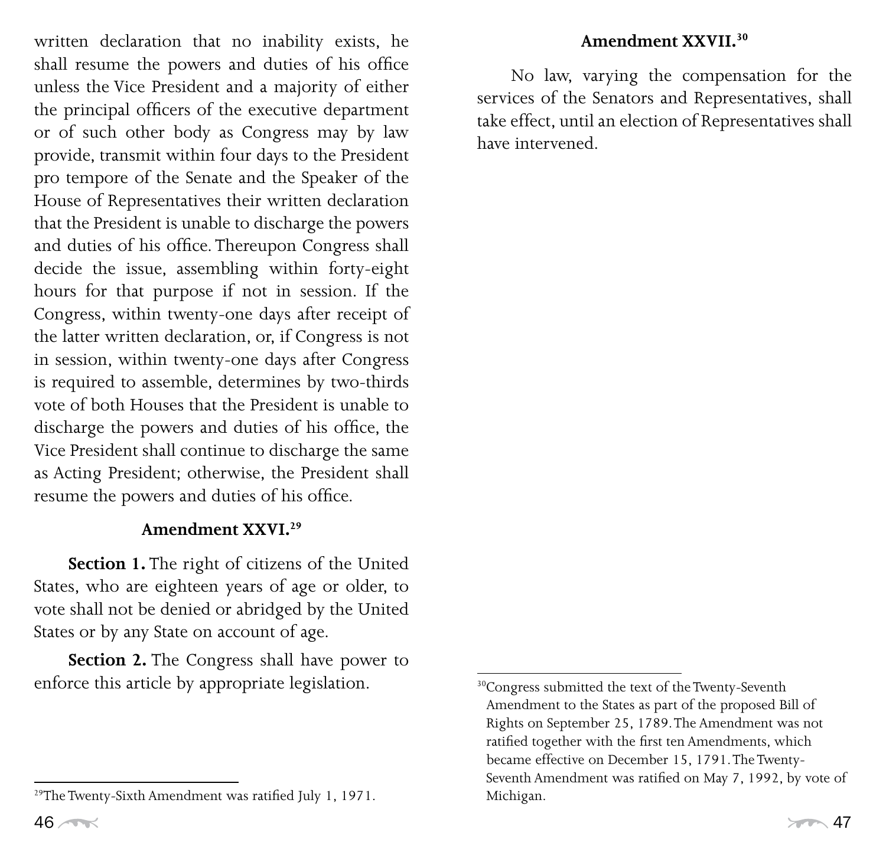written declaration that no inability exists, he shall resume the powers and duties of his office unless the Vice President and a majority of either the principal officers of the executive department or of such other body as Congress may by law provide, transmit within four days to the President pro tempore of the Senate and the Speaker of the House of Representatives their written declaration that the President is unable to discharge the powers and duties of his office. Thereupon Congress shall decide the issue, assembling within forty-eight hours for that purpose if not in session. If the Congress, within twenty-one days after receipt of the latter written declaration, or, if Congress is not in session, within twenty-one days after Congress is required to assemble, determines by two-thirds vote of both Houses that the President is unable to discharge the powers and duties of his office, the Vice President shall continue to discharge the same as Acting President; otherwise, the President shall resume the powers and duties of his office.

### Amendment XXVI.[29]

**Section 1.** The right of citizens of the United States, who are eighteen years of age or older, to vote shall not be denied or abridged by the United States or by any State on account of age.

**Section 2.** The Congress shall have power to enforce this article by appropriate legislation.

[29] The Twenty-Sixth Amendment was ratified July 1, 1971.

### Amendment XXVII.[30]

No law, varying the compensation for the services of the Senators and Representatives, shall take effect, until an election of Representatives shall have intervened.

[30] Congress submitted the text of the Twenty-Seventh Amendment to the States as part of the proposed Bill of Rights on September 25, 1789. The Amendment was not ratified together with the first ten Amendments, which became effective on December 15, 1791. The Twenty-Seventh Amendment was ratified on May 7, 1992, by vote of Michigan.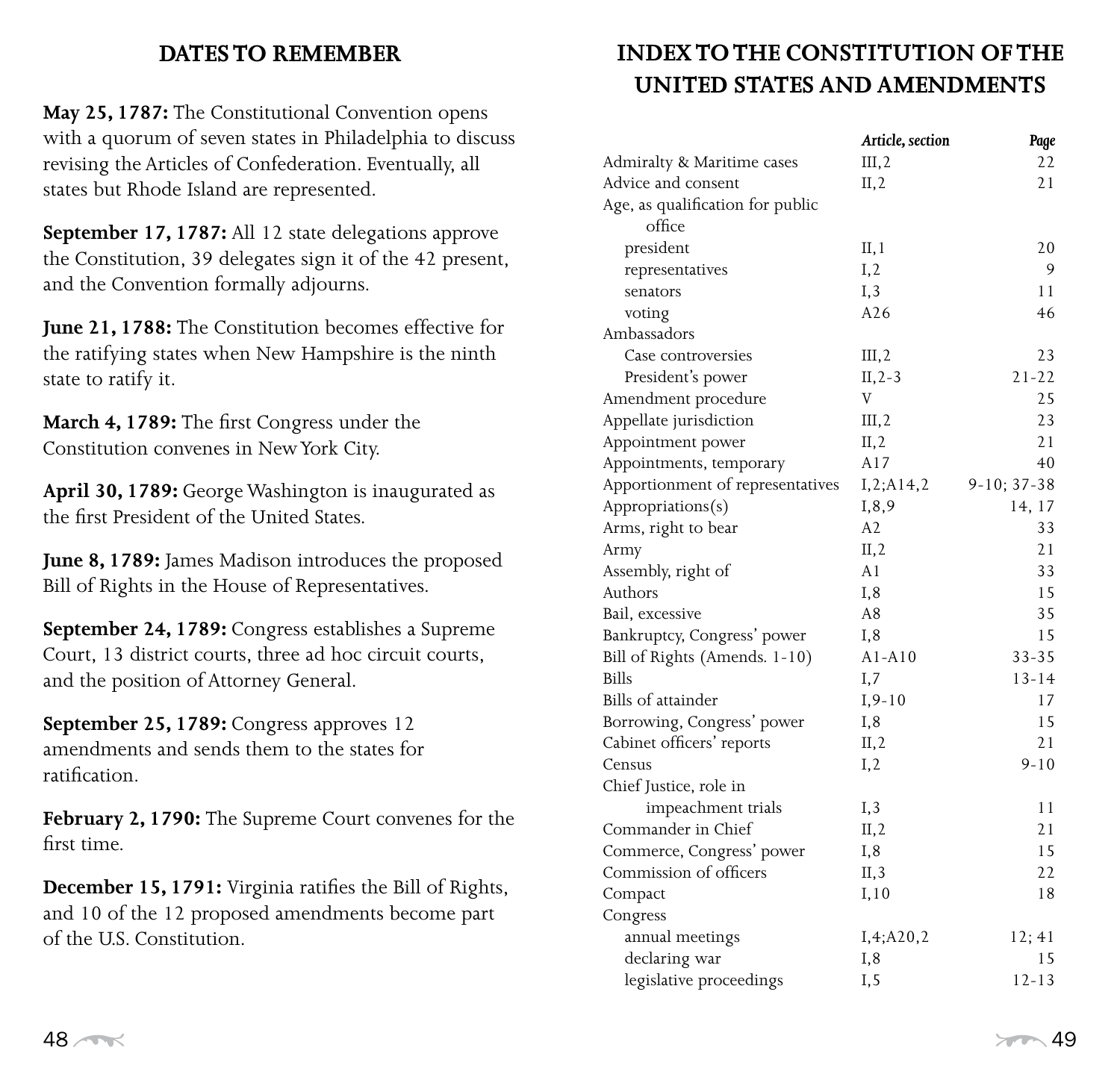## DATES TO REMEMBER

**May 25, 1787:** The Constitutional Convention opens with a quorum of seven states in Philadelphia to discuss revising the Articles of Confederation. Eventually, all states but Rhode Island are represented.

**September 17, 1787:** All 12 state delegations approve the Constitution, 39 delegates sign it of the 42 present, and the Convention formally adjourns.

**June 21, 1788:** The Constitution becomes effective for the ratifying states when New Hampshire is the ninth state to ratify it.

**March 4, 1789:** The first Congress under the Constitution convenes in New York City.

**April 30, 1789:** George Washington is inaugurated as the first President of the United States.

**June 8, 1789:** James Madison introduces the proposed Bill of Rights in the House of Representatives.

**September 24, 1789:** Congress establishes a Supreme Court, 13 district courts, three ad hoc circuit courts, and the position of Attorney General.

**September 25, 1789:** Congress approves 12 amendments and sends them to the states for ratification.

**February 2, 1790:** The Supreme Court convenes for the first time.

**December 15, 1791:** Virginia ratifies the Bill of Rights, and 10 of the 12 proposed amendments become part of the U.S. Constitution.

## INDEX TO THE CONSTITUTION OF THE UNITED STATES AND AMENDMENTS

| | *Article, section* | *Page* |
|---|---|---|
| Admiralty & Maritime cases | III,2 | 22 |
| Advice and consent | II,2 | 21 |
| Age, as qualification for public office | | |
| president | II,1 | 20 |
| representatives | I,2 | 9 |
| senators | I,3 | 11 |
| voting | A26 | 46 |
| Ambassadors | | |
| Case controversies | III,2 | 23 |
| President's power | II,2-3 | 21-22 |
| Amendment procedure | V | 25 |
| Appellate jurisdiction | III,2 | 23 |
| Appointment power | II,2 | 21 |
| Appointments, temporary | A17 | 40 |
| Apportionment of representatives | I,2;A14,2 | 9-10; 37-38 |
| Appropriations(s) | I,8,9 | 14, 17 |
| Arms, right to bear | A2 | 33 |
| Army | II,2 | 21 |
| Assembly, right of | A1 | 33 |
| Authors | I,8 | 15 |
| Bail, excessive | A8 | 35 |
| Bankruptcy, Congress' power | I,8 | 15 |
| Bill of Rights (Amends. 1-10) | A1-A10 | 33-35 |
| Bills | I,7 | 13-14 |
| Bills of attainder | I,9-10 | 17 |
| Borrowing, Congress' power | I,8 | 15 |
| Cabinet officers' reports | II,2 | 21 |
| Census | I,2 | 9-10 |
| Chief Justice, role in impeachment trials | I,3 | 11 |
| Commander in Chief | II,2 | 21 |
| Commerce, Congress' power | I,8 | 15 |
| Commission of officers | II,3 | 22 |
| Compact | I,10 | 18 |
| Congress | | |
| annual meetings | I,4;A20,2 | 12; 41 |
| declaring war | I,8 | 15 |
| legislative proceedings | I,5 | 12-13 |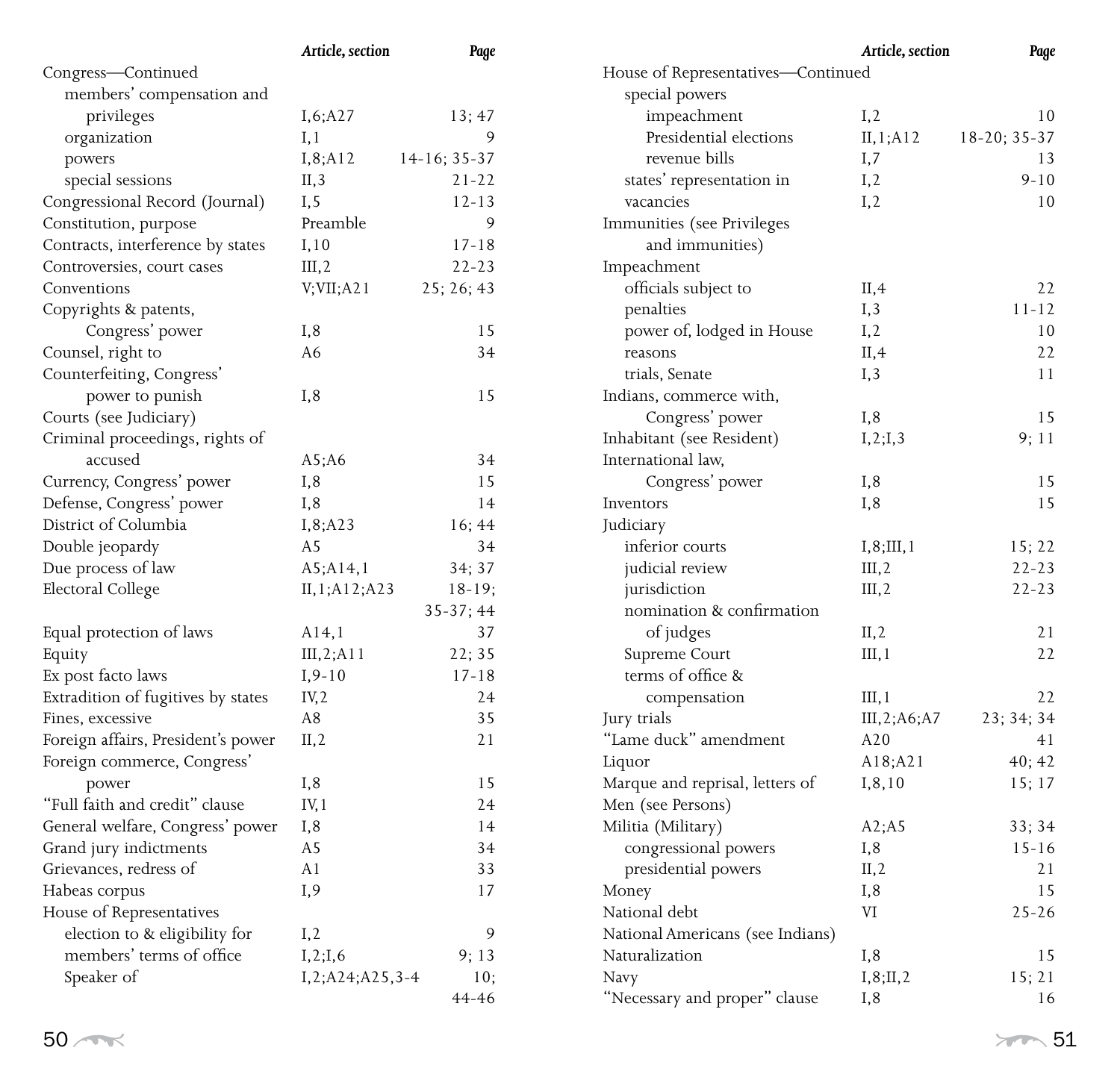| | Article, section | Page |
|---|---|---|
| Congress—Continued | | |
| members' compensation and privileges | I,6;A27 | 13; 47 |
| organization | I,1 | 9 |
| powers | I,8;A12 | 14-16; 35-37 |
| special sessions | II,3 | 21-22 |
| Congressional Record (Journal) | I,5 | 12-13 |
| Constitution, purpose | Preamble | 9 |
| Contracts, interference by states | I,10 | 17-18 |
| Controversies, court cases | III,2 | 22-23 |
| Conventions | V;VII;A21 | 25; 26; 43 |
| Copyrights & patents, Congress' power | I,8 | 15 |
| Counsel, right to | A6 | 34 |
| Counterfeiting, Congress' power to punish | I,8 | 15 |
| Courts (see Judiciary) | | |
| Criminal proceedings, rights of accused | A5;A6 | 34 |
| Currency, Congress' power | I,8 | 15 |
| Defense, Congress' power | I,8 | 14 |
| District of Columbia | I,8;A23 | 16; 44 |
| Double jeopardy | A5 | 34 |
| Due process of law | A5;A14,1 | 34; 37 |
| Electoral College | II,1;A12;A23 | 18-19; 35-37; 44 |
| Equal protection of laws | A14,1 | 37 |
| Equity | III,2;A11 | 22; 35 |
| Ex post facto laws | I,9-10 | 17-18 |
| Extradition of fugitives by states | IV,2 | 24 |
| Fines, excessive | A8 | 35 |
| Foreign affairs, President's power | II,2 | 21 |
| Foreign commerce, Congress' power | I,8 | 15 |
| "Full faith and credit" clause | IV,1 | 24 |
| General welfare, Congress' power | I,8 | 14 |
| Grand jury indictments | A5 | 34 |
| Grievances, redress of | A1 | 33 |
| Habeas corpus | I,9 | 17 |
| House of Representatives | | |
| election to & eligibility for | I,2 | 9 |
| members' terms of office | I,2;I,6 | 9; 13 |
| Speaker of | I,2;A24;A25,3-4 | 10; 44-46 |

| | Article, section | Page |
|---|---|---|
| House of Representatives—Continued | | |
| special powers | | |
| impeachment | I,2 | 10 |
| Presidential elections | II,1;A12 | 18-20; 35-37 |
| revenue bills | I,7 | 13 |
| states' representation in | I,2 | 9-10 |
| vacancies | I,2 | 10 |
| Immunities (see Privileges and immunities) | | |
| Impeachment | | |
| officials subject to | II,4 | 22 |
| penalties | I,3 | 11-12 |
| power of, lodged in House | I,2 | 10 |
| reasons | II,4 | 22 |
| trials, Senate | I,3 | 11 |
| Indians, commerce with, Congress' power | I,8 | 15 |
| Inhabitant (see Resident) | I,2;I,3 | 9; 11 |
| International law, Congress' power | I,8 | 15 |
| Inventors | I,8 | 15 |
| Judiciary | | |
| inferior courts | I,8;III,1 | 15; 22 |
| judicial review | III,2 | 22-23 |
| jurisdiction | III,2 | 22-23 |
| nomination & confirmation of judges | II,2 | 21 |
| Supreme Court | III,1 | 22 |
| terms of office & compensation | III,1 | 22 |
| Jury trials | III,2;A6;A7 | 23; 34; 34 |
| "Lame duck" amendment | A20 | 41 |
| Liquor | A18;A21 | 40; 42 |
| Marque and reprisal, letters of | I,8,10 | 15; 17 |
| Men (see Persons) | | |
| Militia (Military) | A2;A5 | 33; 34 |
| congressional powers | I,8 | 15-16 |
| presidential powers | II,2 | 21 |
| Money | I,8 | 15 |
| National debt | VI | 25-26 |
| National Americans (see Indians) | | |
| Naturalization | I,8 | 15 |
| Navy | I,8;II,2 | 15; 21 |
| "Necessary and proper" clause | I,8 | 16 |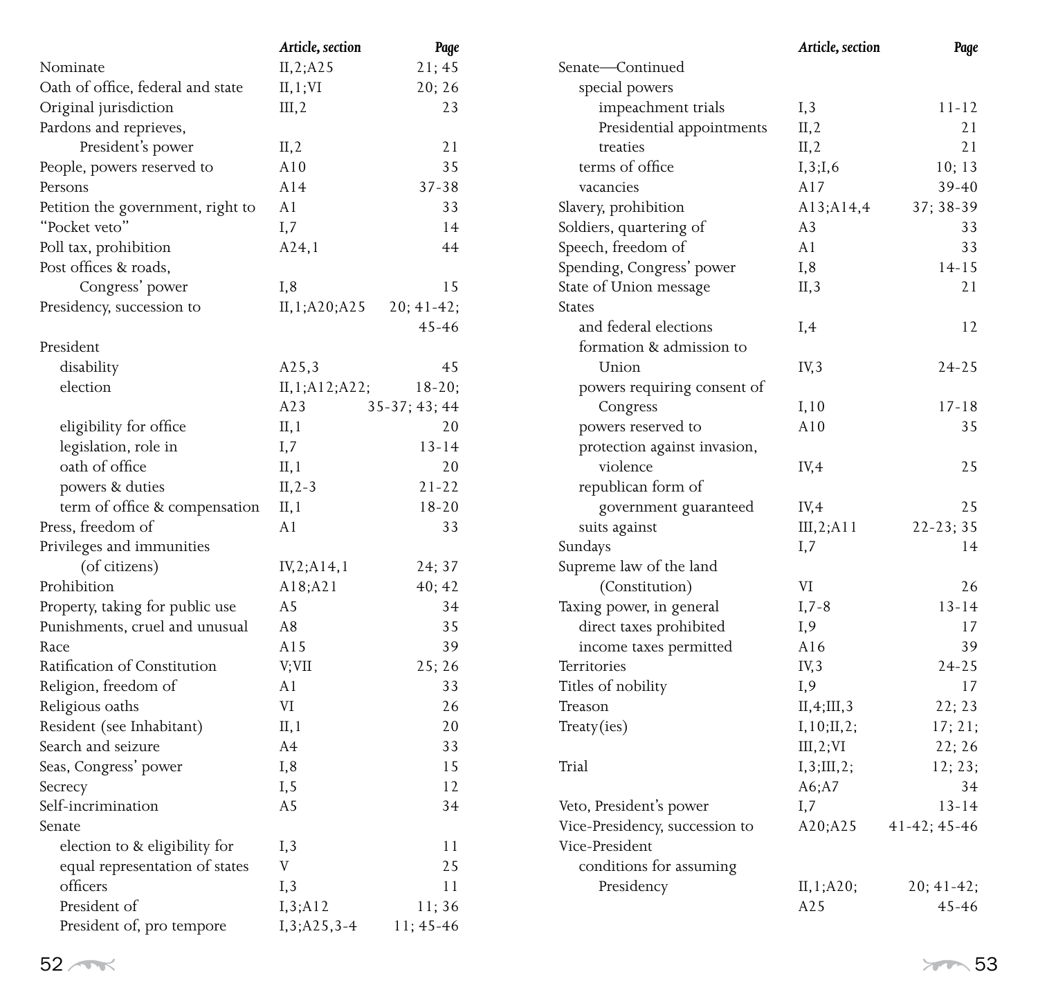| | Article, section | Page |
|---|---|---|
| Nominate | II,2;A25 | 21; 45 |
| Oath of office, federal and state | II,1;VI | 20; 26 |
| Original jurisdiction | III,2 | 23 |
| Pardons and reprieves, President's power | II,2 | 21 |
| People, powers reserved to | A10 | 35 |
| Persons | A14 | 37-38 |
| Petition the government, right to | A1 | 33 |
| "Pocket veto" | I,7 | 14 |
| Poll tax, prohibition | A24,1 | 44 |
| Post offices & roads, Congress' power | I,8 | 15 |
| Presidency, succession to | II,1;A20;A25 | 20; 41-42; 45-46 |
| President | | |
| disability | A25,3 | 45 |
| election | II,1;A12;A22; A23 | 18-20; 35-37; 43; 44 |
| eligibility for office | II,1 | 20 |
| legislation, role in | I,7 | 13-14 |
| oath of office | II,1 | 20 |
| powers & duties | II,2-3 | 21-22 |
| term of office & compensation | II,1 | 18-20 |
| Press, freedom of | A1 | 33 |
| Privileges and immunities (of citizens) | IV,2;A14,1 | 24; 37 |
| Prohibition | A18;A21 | 40; 42 |
| Property, taking for public use | A5 | 34 |
| Punishments, cruel and unusual | A8 | 35 |
| Race | A15 | 39 |
| Ratification of Constitution | V;VII | 25; 26 |
| Religion, freedom of | A1 | 33 |
| Religious oaths | VI | 26 |
| Resident (see Inhabitant) | II,1 | 20 |
| Search and seizure | A4 | 33 |
| Seas, Congress' power | I,8 | 15 |
| Secrecy | I,5 | 12 |
| Self-incrimination | A5 | 34 |
| Senate | | |
| election to & eligibility for | I,3 | 11 |
| equal representation of states | V | 25 |
| officers | I,3 | 11 |
| President of | I,3;A12 | 11; 36 |
| President of, pro tempore | I,3;A25,3-4 | 11; 45-46 |

| | Article, section | Page |
|---|---|---|
| Senate—Continued | | |
| special powers | | |
| impeachment trials | I,3 | 11-12 |
| Presidential appointments | II,2 | 21 |
| treaties | II,2 | 21 |
| terms of office | I,3;I,6 | 10; 13 |
| vacancies | A17 | 39-40 |
| Slavery, prohibition | A13;A14,4 | 37; 38-39 |
| Soldiers, quartering of | A3 | 33 |
| Speech, freedom of | A1 | 33 |
| Spending, Congress' power | I,8 | 14-15 |
| State of Union message | II,3 | 21 |
| States | | |
| and federal elections | I,4 | 12 |
| formation & admission to Union | IV,3 | 24-25 |
| powers requiring consent of Congress | I,10 | 17-18 |
| powers reserved to | A10 | 35 |
| protection against invasion, violence | IV,4 | 25 |
| republican form of government guaranteed | IV,4 | 25 |
| suits against | III,2;A11 | 22-23; 35 |
| Sundays | I,7 | 14 |
| Supreme law of the land (Constitution) | VI | 26 |
| Taxing power, in general | I,7-8 | 13-14 |
| direct taxes prohibited | I,9 | 17 |
| income taxes permitted | A16 | 39 |
| Territories | IV,3 | 24-25 |
| Titles of nobility | I,9 | 17 |
| Treason | II,4;III,3 | 22; 23 |
| Treaty(ies) | I,10;II,2; III,2;VI | 17; 21; 22; 26 |
| Trial | I,3;III,2; A6;A7 | 12; 23; 34 |
| Veto, President's power | I,7 | 13-14 |
| Vice-Presidency, succession to | A20;A25 | 41-42; 45-46 |
| Vice-President | | |
| conditions for assuming Presidency | II,1;A20; A25 | 20; 41-42; 45-46 |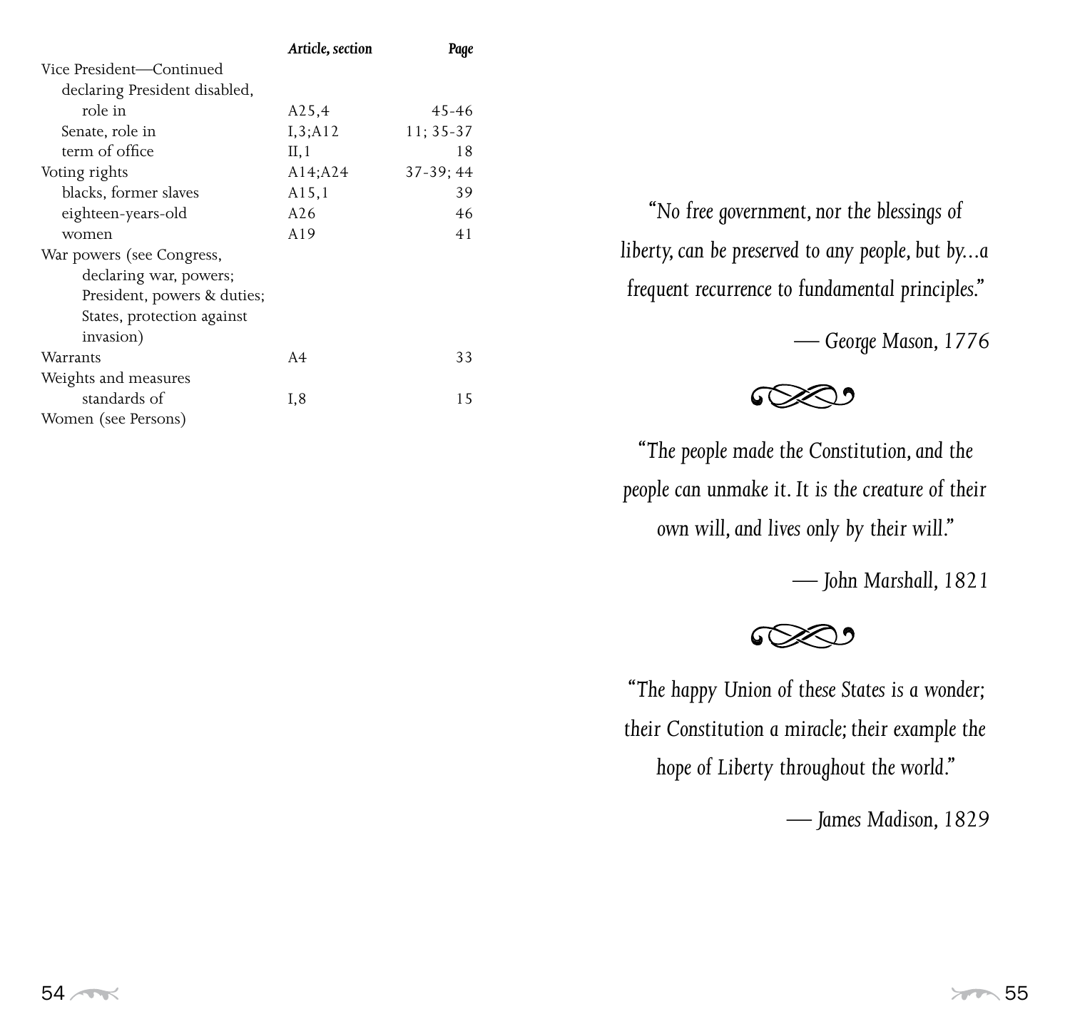| | Article, section | Page |
|---|---|---|
| Vice President—Continued | | |
| declaring President disabled, role in | A25,4 | 45-46 |
| Senate, role in | I,3;A12 | 11; 35-37 |
| term of office | II,1 | 18 |
| Voting rights | A14;A24 | 37-39; 44 |
| blacks, former slaves | A15,1 | 39 |
| eighteen-years-old | A26 | 46 |
| women | A19 | 41 |
| War powers (see Congress, declaring war, powers; President, powers & duties; States, protection against invasion) | | |
| Warrants | A4 | 33 |
| Weights and measures standards of | I,8 | 15 |
| Women (see Persons) | | |

*"No free government, nor the blessings of liberty, can be preserved to any people, but by...a frequent recurrence to fundamental principles."*

*— George Mason, 1776*

*"The people made the Constitution, and the people can unmake it. It is the creature of their own will, and lives only by their will."*

*— John Marshall, 1821*

*"The happy Union of these States is a wonder; their Constitution a miracle; their example the hope of Liberty throughout the world."*

*— James Madison, 1829*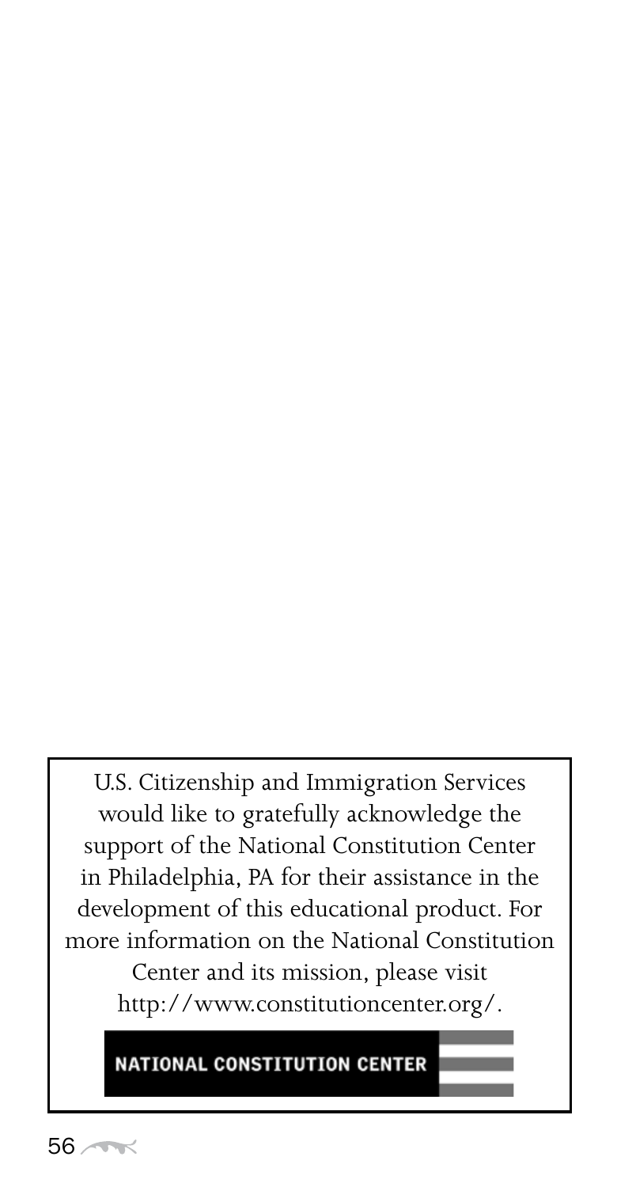U.S. Citizenship and Immigration Services would like to gratefully acknowledge the support of the National Constitution Center in Philadelphia, PA for their assistance in the development of this educational product. For more information on the National Constitution Center and its mission, please visit http://www.constitutioncenter.org/.

NATIONAL CONSTITUTION CENTER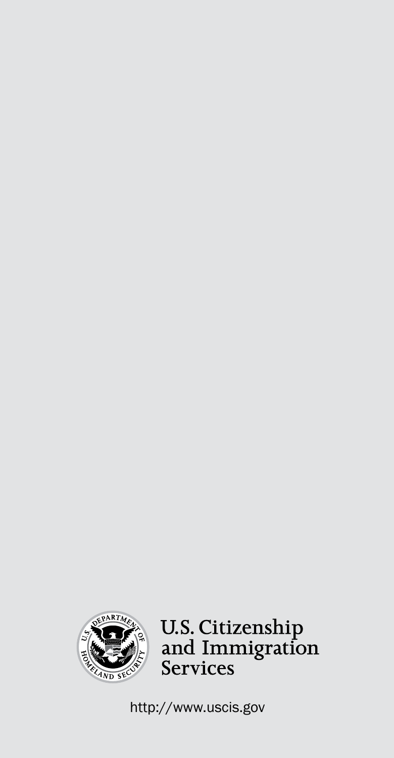U.S. Citizenship and Immigration Services

http://www.uscis.gov